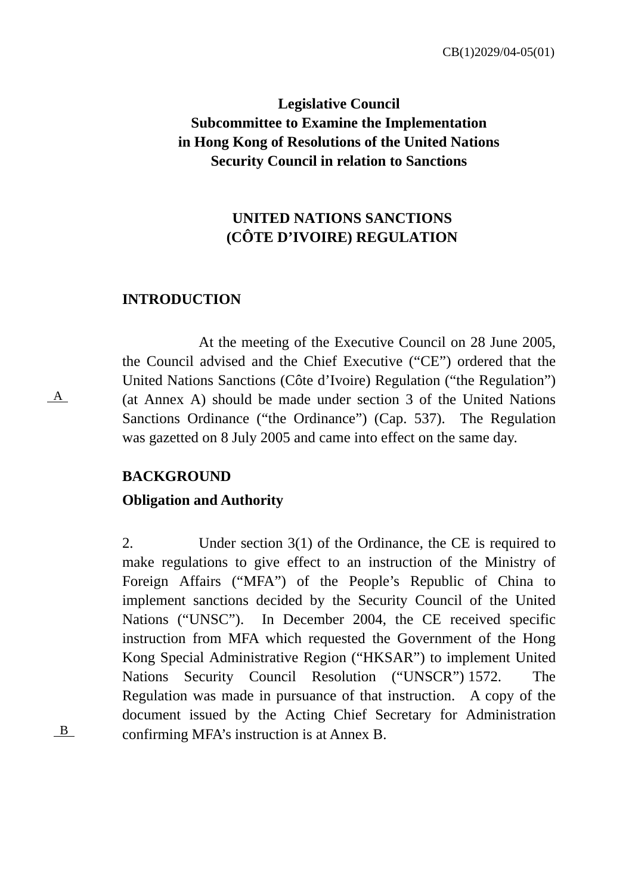CB(1)2029/04-05(01)

**Legislative Council**
**Subcommittee to Examine the Implementation**
**in Hong Kong of Resolutions of the United Nations**
**Security Council in relation to Sanctions**

**UNITED NATIONS SANCTIONS**
**(CÔTE D'IVOIRE) REGULATION**

## INTRODUCTION

A

At the meeting of the Executive Council on 28 June 2005, the Council advised and the Chief Executive ("CE") ordered that the United Nations Sanctions (Côte d'Ivoire) Regulation ("the Regulation") (at Annex A) should be made under section 3 of the United Nations Sanctions Ordinance ("the Ordinance") (Cap. 537). The Regulation was gazetted on 8 July 2005 and came into effect on the same day.

## BACKGROUND

### Obligation and Authority

B

2. Under section 3(1) of the Ordinance, the CE is required to make regulations to give effect to an instruction of the Ministry of Foreign Affairs ("MFA") of the People's Republic of China to implement sanctions decided by the Security Council of the United Nations ("UNSC"). In December 2004, the CE received specific instruction from MFA which requested the Government of the Hong Kong Special Administrative Region ("HKSAR") to implement United Nations Security Council Resolution ("UNSCR") 1572. The Regulation was made in pursuance of that instruction. A copy of the document issued by the Acting Chief Secretary for Administration confirming MFA's instruction is at Annex B.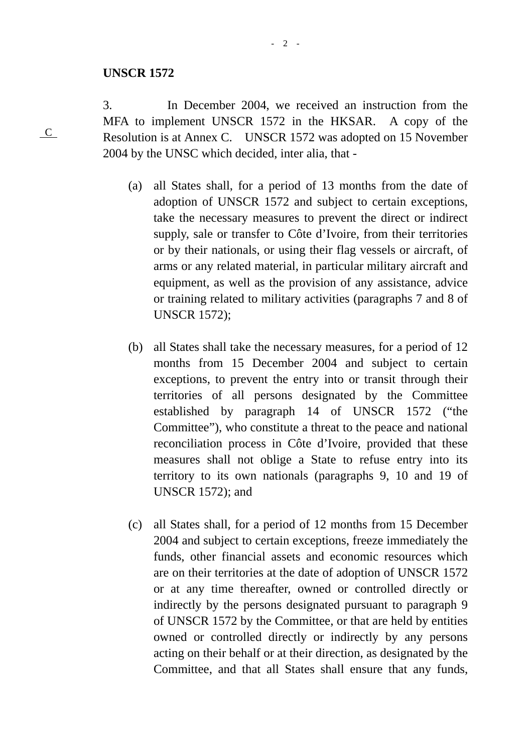**UNSCR 1572**

3. In December 2004, we received an instruction from the MFA to implement UNSCR 1572 in the HKSAR. A copy of the Resolution is at Annex C. UNSCR 1572 was adopted on 15 November 2004 by the UNSC which decided, inter alia, that -

C

(a) all States shall, for a period of 13 months from the date of adoption of UNSCR 1572 and subject to certain exceptions, take the necessary measures to prevent the direct or indirect supply, sale or transfer to Côte d'Ivoire, from their territories or by their nationals, or using their flag vessels or aircraft, of arms or any related material, in particular military aircraft and equipment, as well as the provision of any assistance, advice or training related to military activities (paragraphs 7 and 8 of UNSCR 1572);

(b) all States shall take the necessary measures, for a period of 12 months from 15 December 2004 and subject to certain exceptions, to prevent the entry into or transit through their territories of all persons designated by the Committee established by paragraph 14 of UNSCR 1572 ("the Committee"), who constitute a threat to the peace and national reconciliation process in Côte d'Ivoire, provided that these measures shall not oblige a State to refuse entry into its territory to its own nationals (paragraphs 9, 10 and 19 of UNSCR 1572); and

(c) all States shall, for a period of 12 months from 15 December 2004 and subject to certain exceptions, freeze immediately the funds, other financial assets and economic resources which are on their territories at the date of adoption of UNSCR 1572 or at any time thereafter, owned or controlled directly or indirectly by the persons designated pursuant to paragraph 9 of UNSCR 1572 by the Committee, or that are held by entities owned or controlled directly or indirectly by any persons acting on their behalf or at their direction, as designated by the Committee, and that all States shall ensure that any funds,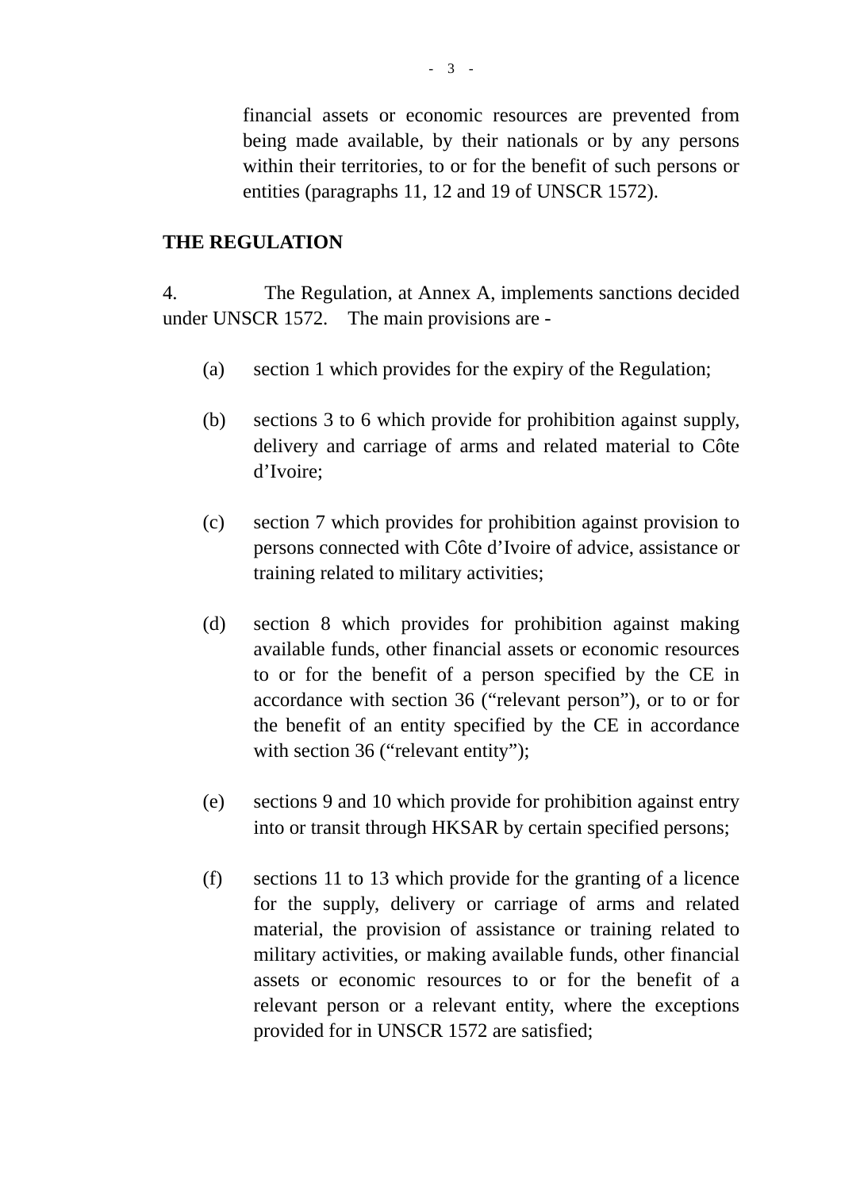financial assets or economic resources are prevented from being made available, by their nationals or by any persons within their territories, to or for the benefit of such persons or entities (paragraphs 11, 12 and 19 of UNSCR 1572).

**THE REGULATION**

4. The Regulation, at Annex A, implements sanctions decided under UNSCR 1572. The main provisions are -

(a) section 1 which provides for the expiry of the Regulation;

(b) sections 3 to 6 which provide for prohibition against supply, delivery and carriage of arms and related material to Côte d'Ivoire;

(c) section 7 which provides for prohibition against provision to persons connected with Côte d'Ivoire of advice, assistance or training related to military activities;

(d) section 8 which provides for prohibition against making available funds, other financial assets or economic resources to or for the benefit of a person specified by the CE in accordance with section 36 ("relevant person"), or to or for the benefit of an entity specified by the CE in accordance with section 36 ("relevant entity");

(e) sections 9 and 10 which provide for prohibition against entry into or transit through HKSAR by certain specified persons;

(f) sections 11 to 13 which provide for the granting of a licence for the supply, delivery or carriage of arms and related material, the provision of assistance or training related to military activities, or making available funds, other financial assets or economic resources to or for the benefit of a relevant person or a relevant entity, where the exceptions provided for in UNSCR 1572 are satisfied;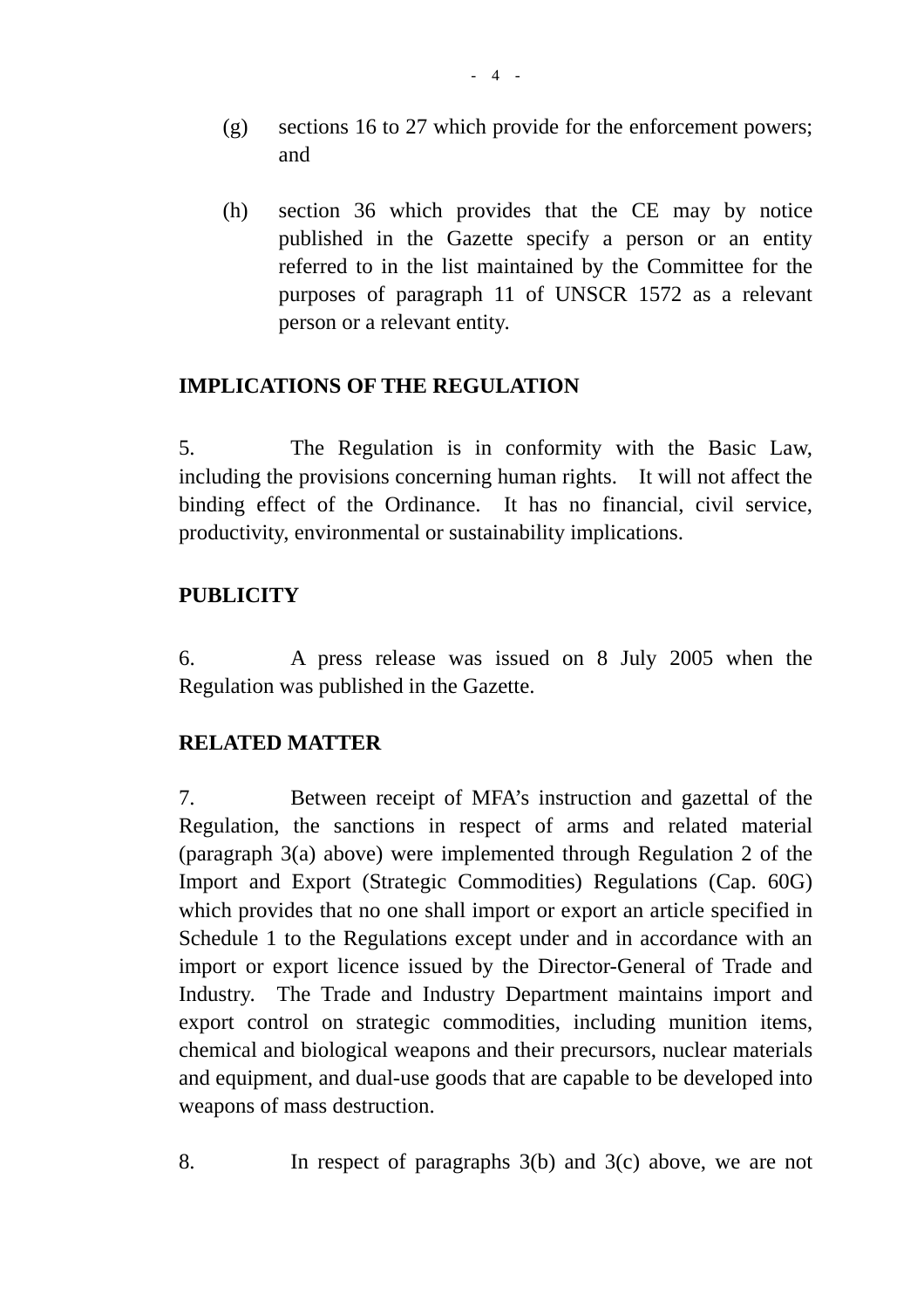(g) sections 16 to 27 which provide for the enforcement powers; and

(h) section 36 which provides that the CE may by notice published in the Gazette specify a person or an entity referred to in the list maintained by the Committee for the purposes of paragraph 11 of UNSCR 1572 as a relevant person or a relevant entity.

**IMPLICATIONS OF THE REGULATION**

5. The Regulation is in conformity with the Basic Law, including the provisions concerning human rights. It will not affect the binding effect of the Ordinance. It has no financial, civil service, productivity, environmental or sustainability implications.

**PUBLICITY**

6. A press release was issued on 8 July 2005 when the Regulation was published in the Gazette.

**RELATED MATTER**

7. Between receipt of MFA's instruction and gazettal of the Regulation, the sanctions in respect of arms and related material (paragraph 3(a) above) were implemented through Regulation 2 of the Import and Export (Strategic Commodities) Regulations (Cap. 60G) which provides that no one shall import or export an article specified in Schedule 1 to the Regulations except under and in accordance with an import or export licence issued by the Director-General of Trade and Industry. The Trade and Industry Department maintains import and export control on strategic commodities, including munition items, chemical and biological weapons and their precursors, nuclear materials and equipment, and dual-use goods that are capable to be developed into weapons of mass destruction.

8. In respect of paragraphs 3(b) and 3(c) above, we are not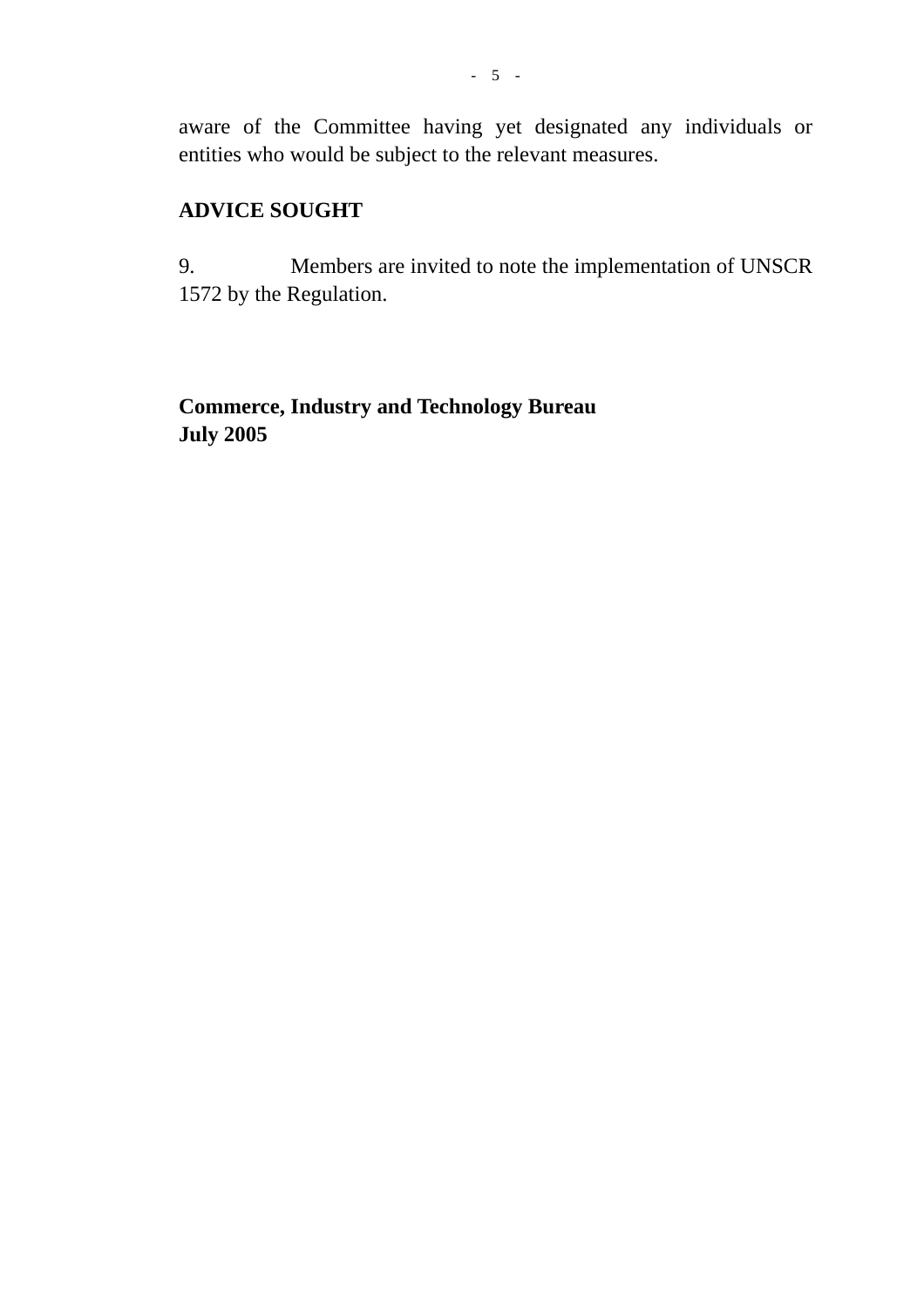aware of the Committee having yet designated any individuals or entities who would be subject to the relevant measures.

**ADVICE SOUGHT**

9. Members are invited to note the implementation of UNSCR 1572 by the Regulation.

**Commerce, Industry and Technology Bureau**
**July 2005**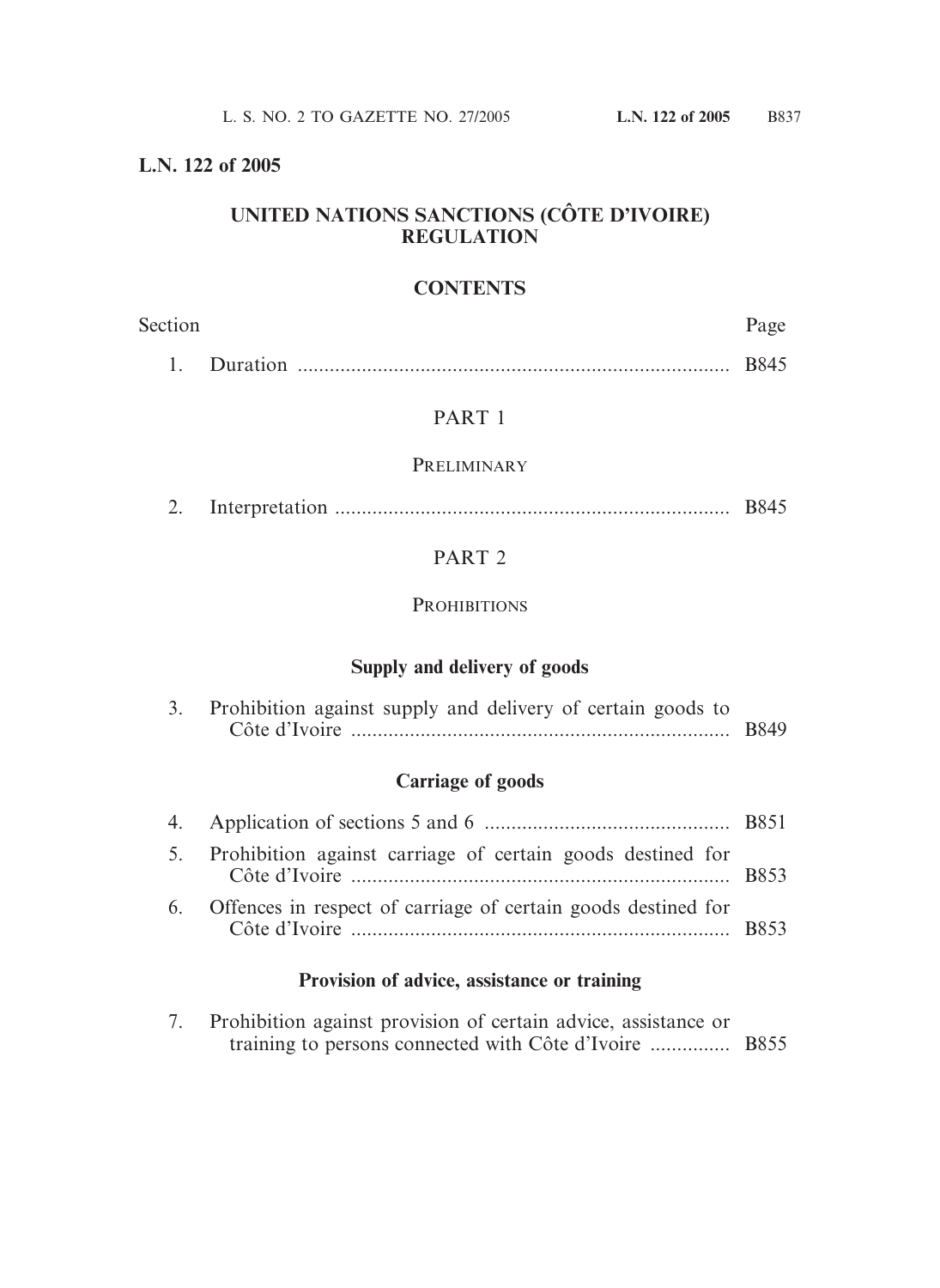**L.N. 122 of 2005**

# UNITED NATIONS SANCTIONS (CÔTE D'IVOIRE) REGULATION

## CONTENTS

| Section | | Page |
|---|---|---|
| 1. | Duration | B845 |

### PART 1

### PRELIMINARY

| Section | | Page |
|---|---|---|
| 2. | Interpretation | B845 |

### PART 2

### PROHIBITIONS

#### Supply and delivery of goods

| Section | | Page |
|---|---|---|
| 3. | Prohibition against supply and delivery of certain goods to Côte d'Ivoire | B849 |

#### Carriage of goods

| Section | | Page |
|---|---|---|
| 4. | Application of sections 5 and 6 | B851 |
| 5. | Prohibition against carriage of certain goods destined for Côte d'Ivoire | B853 |
| 6. | Offences in respect of carriage of certain goods destined for Côte d'Ivoire | B853 |

#### Provision of advice, assistance or training

| Section | | Page |
|---|---|---|
| 7. | Prohibition against provision of certain advice, assistance or training to persons connected with Côte d'Ivoire | B855 |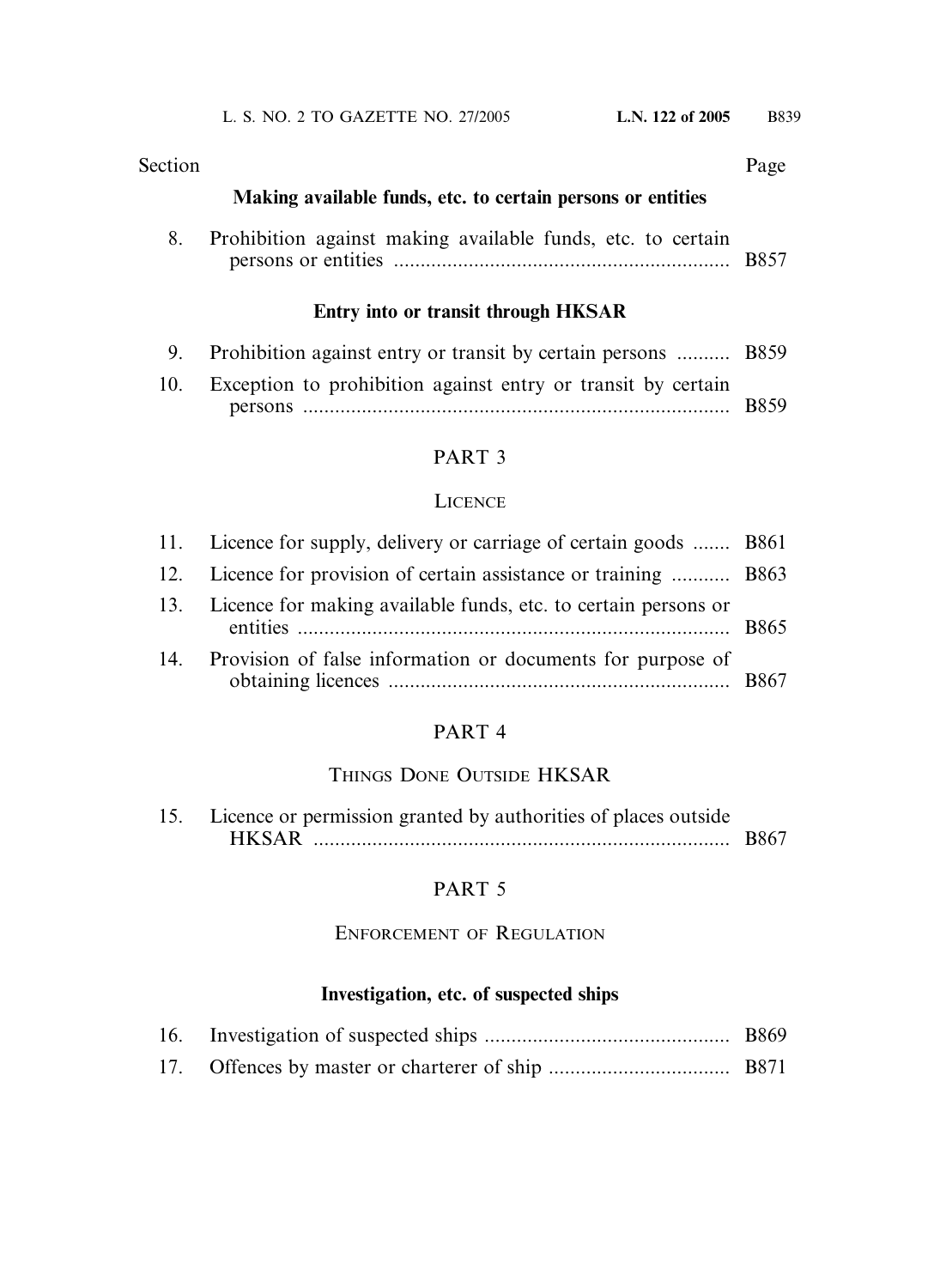| Section | | Page |
|---|---|---|
| | **Making available funds, etc. to certain persons or entities** | |
| 8. | Prohibition against making available funds, etc. to certain persons or entities | B857 |
| | **Entry into or transit through HKSAR** | |
| 9. | Prohibition against entry or transit by certain persons | B859 |
| 10. | Exception to prohibition against entry or transit by certain persons | B859 |

PART 3

LICENCE

| Section | | Page |
|---|---|---|
| 11. | Licence for supply, delivery or carriage of certain goods | B861 |
| 12. | Licence for provision of certain assistance or training | B863 |
| 13. | Licence for making available funds, etc. to certain persons or entities | B865 |
| 14. | Provision of false information or documents for purpose of obtaining licences | B867 |

PART 4

THINGS DONE OUTSIDE HKSAR

| Section | | Page |
|---|---|---|
| 15. | Licence or permission granted by authorities of places outside HKSAR | B867 |

PART 5

ENFORCEMENT OF REGULATION

| Section | | Page |
|---|---|---|
| | **Investigation, etc. of suspected ships** | |
| 16. | Investigation of suspected ships | B869 |
| 17. | Offences by master or charterer of ship | B871 |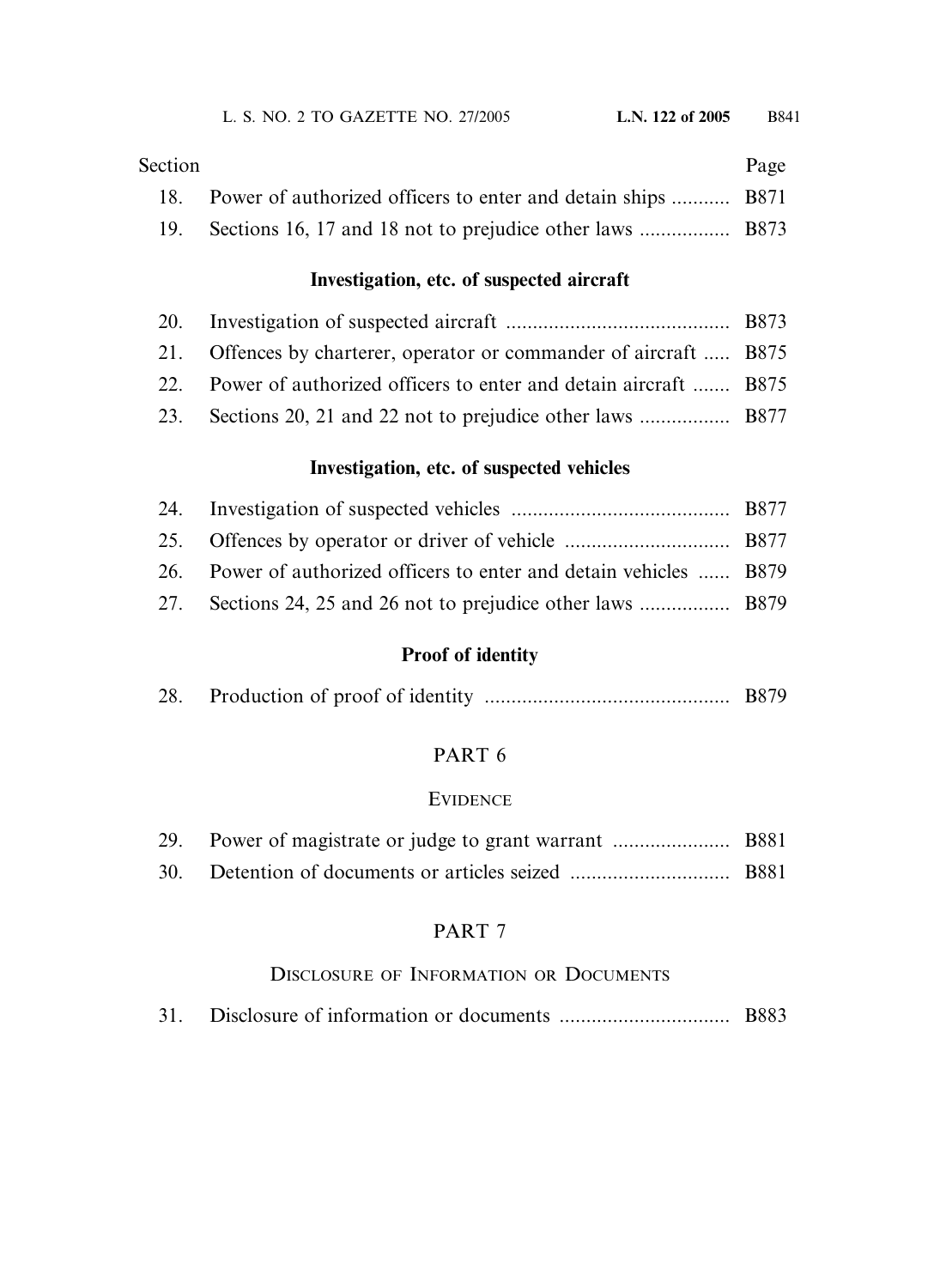| Section | | Page |
|---|---|---|
| 18. | Power of authorized officers to enter and detain ships | B871 |
| 19. | Sections 16, 17 and 18 not to prejudice other laws | B873 |

**Investigation, etc. of suspected aircraft**

| | | |
|---|---|---|
| 20. | Investigation of suspected aircraft | B873 |
| 21. | Offences by charterer, operator or commander of aircraft | B875 |
| 22. | Power of authorized officers to enter and detain aircraft | B875 |
| 23. | Sections 20, 21 and 22 not to prejudice other laws | B877 |

**Investigation, etc. of suspected vehicles**

| | | |
|---|---|---|
| 24. | Investigation of suspected vehicles | B877 |
| 25. | Offences by operator or driver of vehicle | B877 |
| 26. | Power of authorized officers to enter and detain vehicles | B879 |
| 27. | Sections 24, 25 and 26 not to prejudice other laws | B879 |

**Proof of identity**

| | | |
|---|---|---|
| 28. | Production of proof of identity | B879 |

PART 6

EVIDENCE

| | | |
|---|---|---|
| 29. | Power of magistrate or judge to grant warrant | B881 |
| 30. | Detention of documents or articles seized | B881 |

PART 7

DISCLOSURE OF INFORMATION OR DOCUMENTS

| | | |
|---|---|---|
| 31. | Disclosure of information or documents | B883 |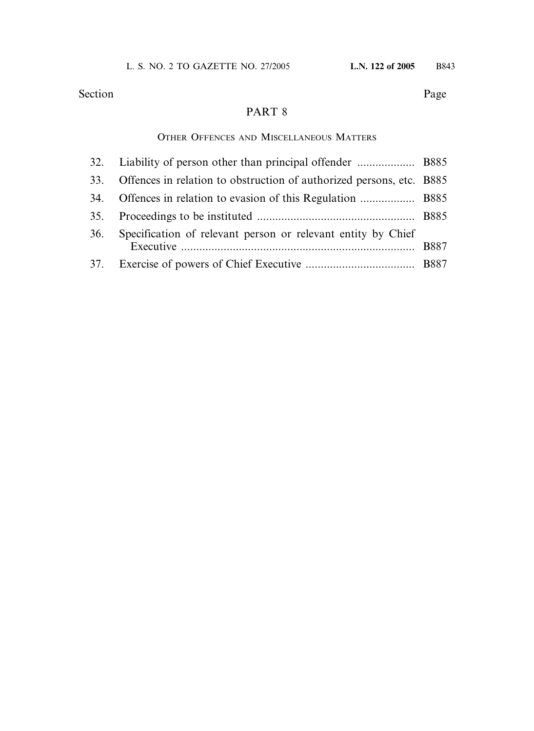| Section | | Page |
|---|---|---|

## PART 8

### OTHER OFFENCES AND MISCELLANEOUS MATTERS

| | | |
|---|---|---|
| 32. | Liability of person other than principal offender | B885 |
| 33. | Offences in relation to obstruction of authorized persons, etc. | B885 |
| 34. | Offences in relation to evasion of this Regulation | B885 |
| 35. | Proceedings to be instituted | B885 |
| 36. | Specification of relevant person or relevant entity by Chief Executive | B887 |
| 37. | Exercise of powers of Chief Executive | B887 |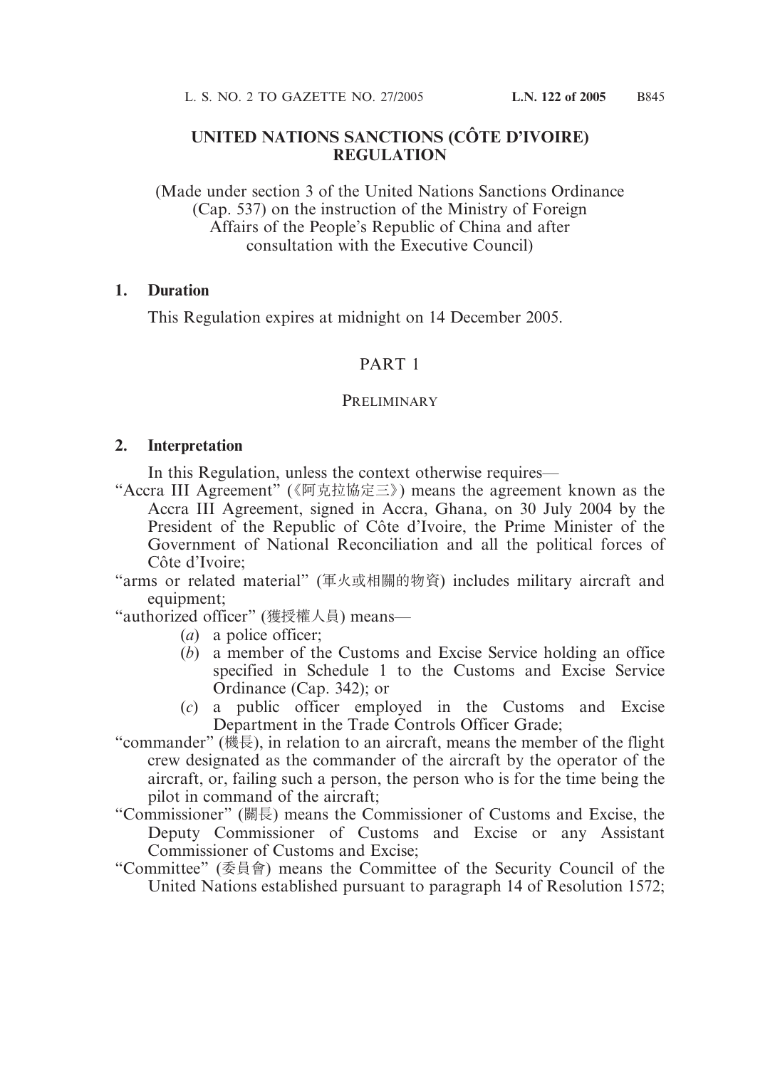# UNITED NATIONS SANCTIONS (CÔTE D'IVOIRE) REGULATION

(Made under section 3 of the United Nations Sanctions Ordinance (Cap. 537) on the instruction of the Ministry of Foreign Affairs of the People's Republic of China and after consultation with the Executive Council)

**1. Duration**

This Regulation expires at midnight on 14 December 2005.

## PART 1

### PRELIMINARY

**2. Interpretation**

In this Regulation, unless the context otherwise requires—

"Accra III Agreement" (《阿克拉協定三》) means the agreement known as the Accra III Agreement, signed in Accra, Ghana, on 30 July 2004 by the President of the Republic of Côte d'Ivoire, the Prime Minister of the Government of National Reconciliation and all the political forces of Côte d'Ivoire;

"arms or related material" (軍火或相關的物資) includes military aircraft and equipment;

"authorized officer" (獲授權人員) means—

- (*a*) a police officer;
- (*b*) a member of the Customs and Excise Service holding an office specified in Schedule 1 to the Customs and Excise Service Ordinance (Cap. 342); or
- (*c*) a public officer employed in the Customs and Excise Department in the Trade Controls Officer Grade;

"commander" (機長), in relation to an aircraft, means the member of the flight crew designated as the commander of the aircraft by the operator of the aircraft, or, failing such a person, the person who is for the time being the pilot in command of the aircraft;

"Commissioner" (關長) means the Commissioner of Customs and Excise, the Deputy Commissioner of Customs and Excise or any Assistant Commissioner of Customs and Excise;

"Committee" (委員會) means the Committee of the Security Council of the United Nations established pursuant to paragraph 14 of Resolution 1572;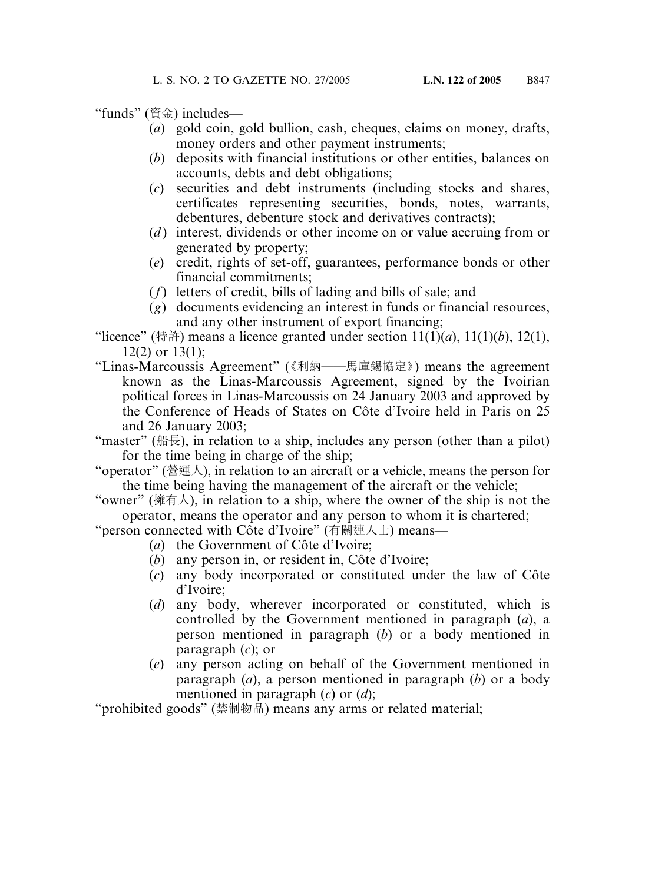"funds" (資金) includes—

(*a*) gold coin, gold bullion, cash, cheques, claims on money, drafts, money orders and other payment instruments;

(*b*) deposits with financial institutions or other entities, balances on accounts, debts and debt obligations;

(*c*) securities and debt instruments (including stocks and shares, certificates representing securities, bonds, notes, warrants, debentures, debenture stock and derivatives contracts);

(*d*) interest, dividends or other income on or value accruing from or generated by property;

(*e*) credit, rights of set-off, guarantees, performance bonds or other financial commitments;

(*f*) letters of credit, bills of lading and bills of sale; and

(*g*) documents evidencing an interest in funds or financial resources, and any other instrument of export financing;

"licence" (特許) means a licence granted under section 11(1)(*a*), 11(1)(*b*), 12(1), 12(2) or 13(1);

"Linas-Marcoussis Agreement" (《利納——馬庫錫協定》) means the agreement known as the Linas-Marcoussis Agreement, signed by the Ivoirian political forces in Linas-Marcoussis on 24 January 2003 and approved by the Conference of Heads of States on Côte d'Ivoire held in Paris on 25 and 26 January 2003;

"master" (船長), in relation to a ship, includes any person (other than a pilot) for the time being in charge of the ship;

"operator" (營運人), in relation to an aircraft or a vehicle, means the person for the time being having the management of the aircraft or the vehicle;

"owner" (擁有人), in relation to a ship, where the owner of the ship is not the operator, means the operator and any person to whom it is chartered;

"person connected with Côte d'Ivoire" (有關連人士) means—

(*a*) the Government of Côte d'Ivoire;

(*b*) any person in, or resident in, Côte d'Ivoire;

(*c*) any body incorporated or constituted under the law of Côte d'Ivoire;

(*d*) any body, wherever incorporated or constituted, which is controlled by the Government mentioned in paragraph (*a*), a person mentioned in paragraph (*b*) or a body mentioned in paragraph (*c*); or

(*e*) any person acting on behalf of the Government mentioned in paragraph (*a*), a person mentioned in paragraph (*b*) or a body mentioned in paragraph (*c*) or (*d*);

"prohibited goods" (禁制物品) means any arms or related material;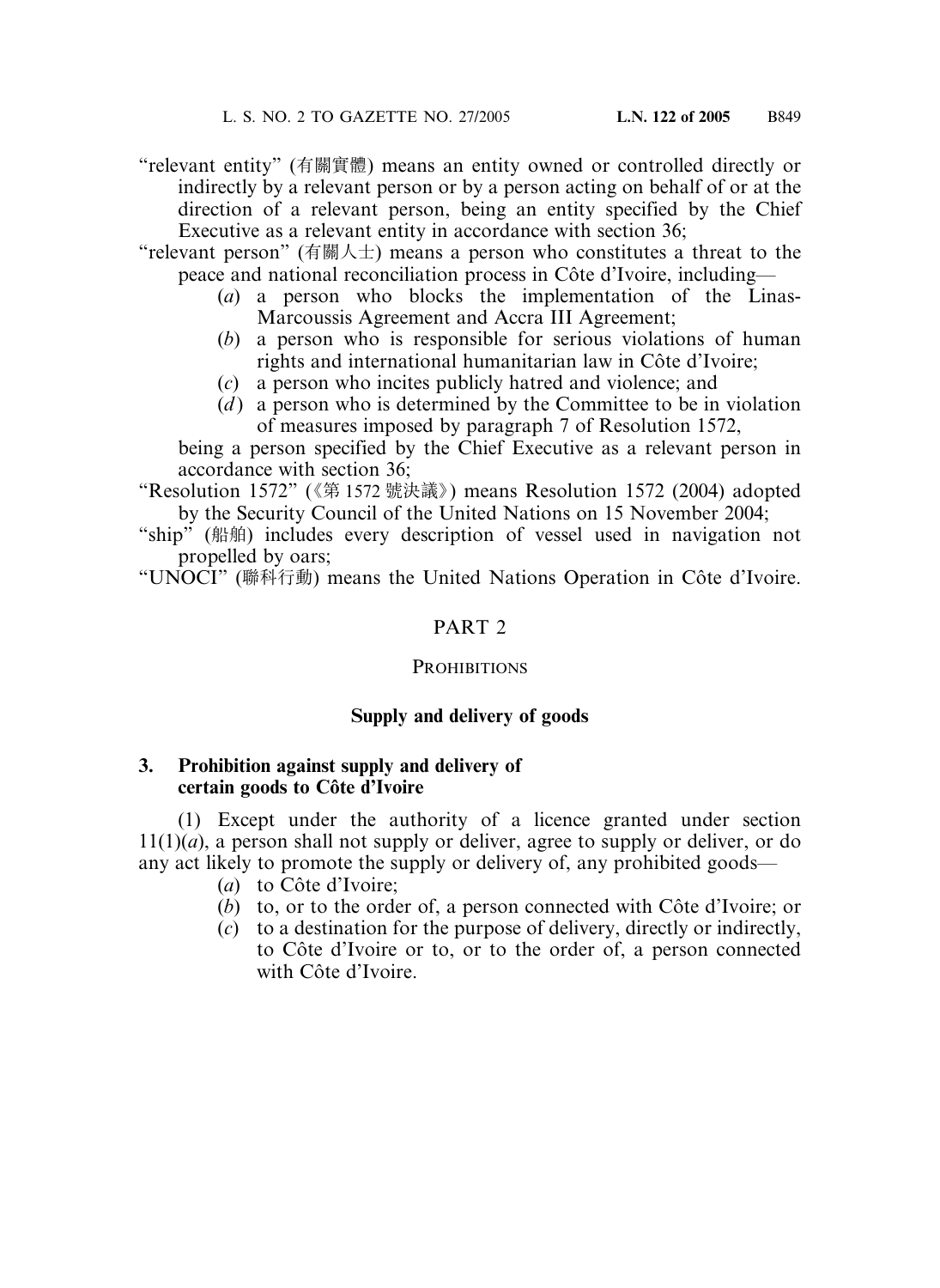"relevant entity" (有關實體) means an entity owned or controlled directly or indirectly by a relevant person or by a person acting on behalf of or at the direction of a relevant person, being an entity specified by the Chief Executive as a relevant entity in accordance with section 36;

"relevant person" (有關人士) means a person who constitutes a threat to the peace and national reconciliation process in Côte d'Ivoire, including—

(*a*) a person who blocks the implementation of the Linas-Marcoussis Agreement and Accra III Agreement;

(*b*) a person who is responsible for serious violations of human rights and international humanitarian law in Côte d'Ivoire;

(*c*) a person who incites publicly hatred and violence; and

(*d*) a person who is determined by the Committee to be in violation of measures imposed by paragraph 7 of Resolution 1572,

being a person specified by the Chief Executive as a relevant person in accordance with section 36;

"Resolution 1572" (《第 1572 號決議》) means Resolution 1572 (2004) adopted by the Security Council of the United Nations on 15 November 2004;

"ship" (船舶) includes every description of vessel used in navigation not propelled by oars;

"UNOCI" (聯科行動) means the United Nations Operation in Côte d'Ivoire.

## PART 2

### PROHIBITIONS

#### Supply and delivery of goods

**3. Prohibition against supply and delivery of certain goods to Côte d'Ivoire**

(1) Except under the authority of a licence granted under section 11(1)(*a*), a person shall not supply or deliver, agree to supply or deliver, or do any act likely to promote the supply or delivery of, any prohibited goods—

(*a*) to Côte d'Ivoire;

(*b*) to, or to the order of, a person connected with Côte d'Ivoire; or

(*c*) to a destination for the purpose of delivery, directly or indirectly, to Côte d'Ivoire or to, or to the order of, a person connected with Côte d'Ivoire.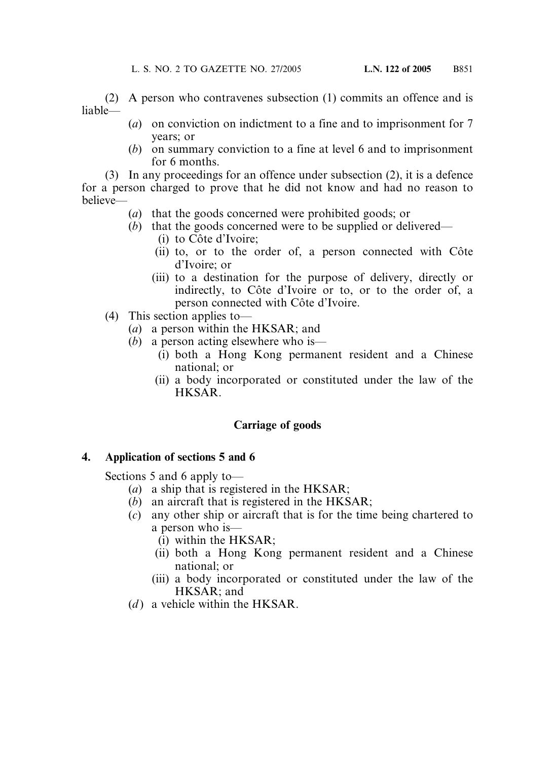(2) A person who contravenes subsection (1) commits an offence and is liable—

- (*a*) on conviction on indictment to a fine and to imprisonment for 7 years; or
- (*b*) on summary conviction to a fine at level 6 and to imprisonment for 6 months.

(3) In any proceedings for an offence under subsection (2), it is a defence for a person charged to prove that he did not know and had no reason to believe—

- (*a*) that the goods concerned were prohibited goods; or
- (*b*) that the goods concerned were to be supplied or delivered—
  - (i) to Côte d'Ivoire;
  - (ii) to, or to the order of, a person connected with Côte d'Ivoire; or
  - (iii) to a destination for the purpose of delivery, directly or indirectly, to Côte d'Ivoire or to, or to the order of, a person connected with Côte d'Ivoire.

(4) This section applies to—

- (*a*) a person within the HKSAR; and
- (*b*) a person acting elsewhere who is—
  - (i) both a Hong Kong permanent resident and a Chinese national; or
  - (ii) a body incorporated or constituted under the law of the HKSAR.

## Carriage of goods

### 4. Application of sections 5 and 6

Sections 5 and 6 apply to—

- (*a*) a ship that is registered in the HKSAR;
- (*b*) an aircraft that is registered in the HKSAR;
- (*c*) any other ship or aircraft that is for the time being chartered to a person who is—
  - (i) within the HKSAR;
  - (ii) both a Hong Kong permanent resident and a Chinese national; or
  - (iii) a body incorporated or constituted under the law of the HKSAR; and
- (*d*) a vehicle within the HKSAR.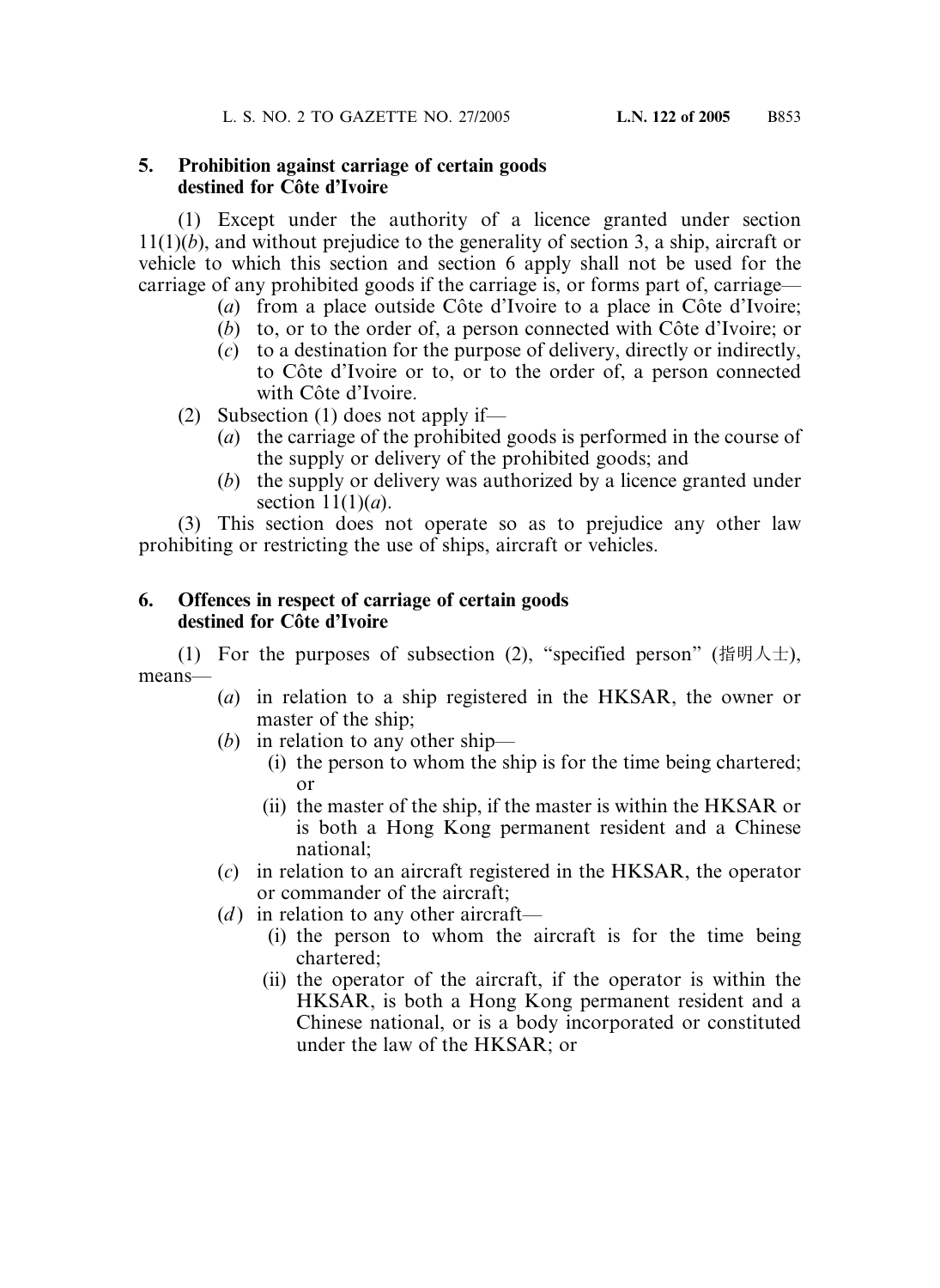**5. Prohibition against carriage of certain goods destined for Côte d'Ivoire**

(1) Except under the authority of a licence granted under section 11(1)(*b*), and without prejudice to the generality of section 3, a ship, aircraft or vehicle to which this section and section 6 apply shall not be used for the carriage of any prohibited goods if the carriage is, or forms part of, carriage—

- (*a*) from a place outside Côte d'Ivoire to a place in Côte d'Ivoire;
- (*b*) to, or to the order of, a person connected with Côte d'Ivoire; or
- (*c*) to a destination for the purpose of delivery, directly or indirectly, to Côte d'Ivoire or to, or to the order of, a person connected with Côte d'Ivoire.

(2) Subsection (1) does not apply if—

- (*a*) the carriage of the prohibited goods is performed in the course of the supply or delivery of the prohibited goods; and
- (*b*) the supply or delivery was authorized by a licence granted under section 11(1)(*a*).

(3) This section does not operate so as to prejudice any other law prohibiting or restricting the use of ships, aircraft or vehicles.

**6. Offences in respect of carriage of certain goods destined for Côte d'Ivoire**

(1) For the purposes of subsection (2), "specified person" (指明人士), means—

- (*a*) in relation to a ship registered in the HKSAR, the owner or master of the ship;
- (*b*) in relation to any other ship—
  - (i) the person to whom the ship is for the time being chartered; or
  - (ii) the master of the ship, if the master is within the HKSAR or is both a Hong Kong permanent resident and a Chinese national;
- (*c*) in relation to an aircraft registered in the HKSAR, the operator or commander of the aircraft;
- (*d*) in relation to any other aircraft—
  - (i) the person to whom the aircraft is for the time being chartered;
  - (ii) the operator of the aircraft, if the operator is within the HKSAR, is both a Hong Kong permanent resident and a Chinese national, or is a body incorporated or constituted under the law of the HKSAR; or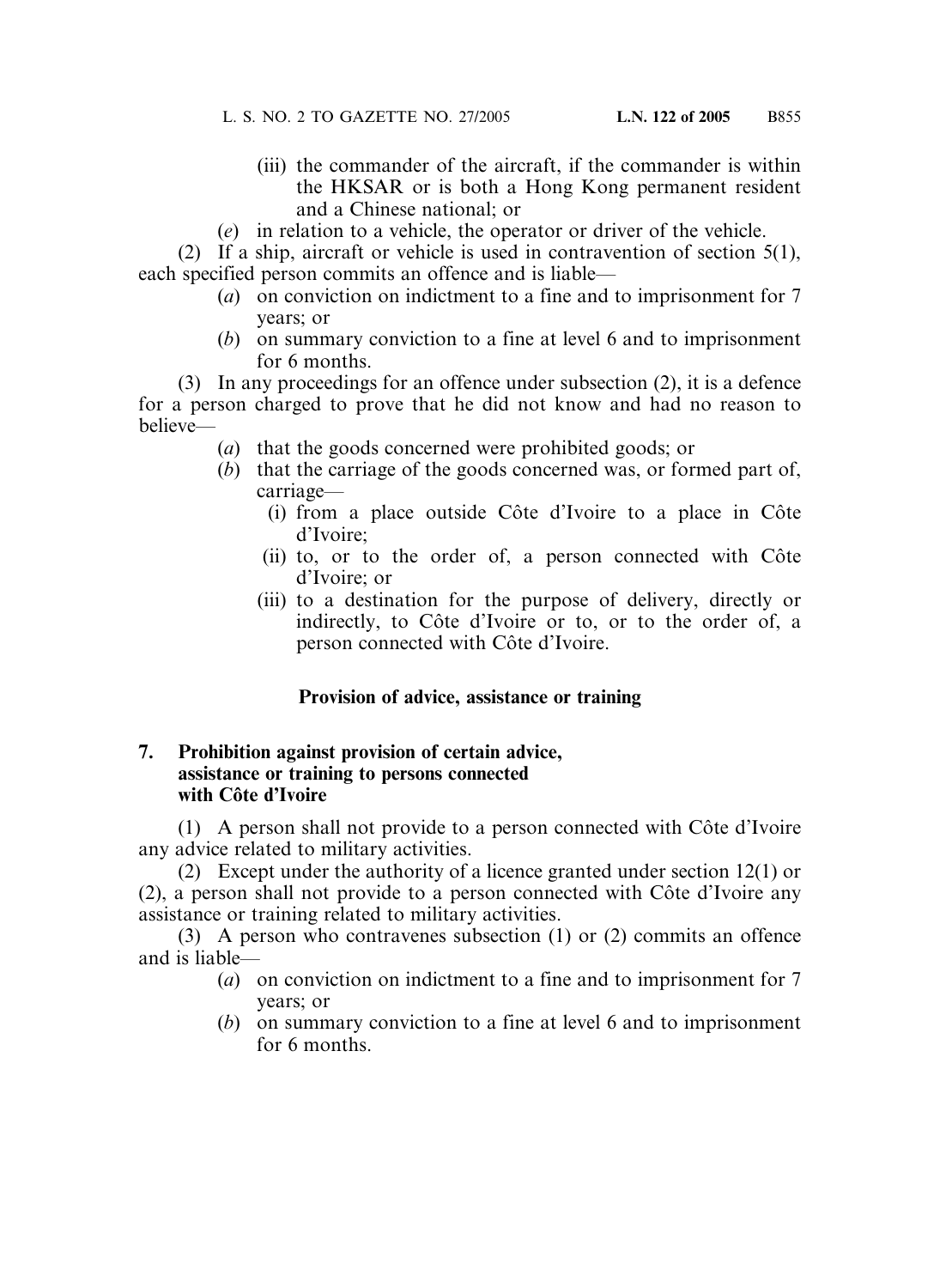(iii) the commander of the aircraft, if the commander is within the HKSAR or is both a Hong Kong permanent resident and a Chinese national; or

(*e*) in relation to a vehicle, the operator or driver of the vehicle.

(2) If a ship, aircraft or vehicle is used in contravention of section 5(1), each specified person commits an offence and is liable—

(*a*) on conviction on indictment to a fine and to imprisonment for 7 years; or

(*b*) on summary conviction to a fine at level 6 and to imprisonment for 6 months.

(3) In any proceedings for an offence under subsection (2), it is a defence for a person charged to prove that he did not know and had no reason to believe—

(*a*) that the goods concerned were prohibited goods; or

(*b*) that the carriage of the goods concerned was, or formed part of, carriage—

(i) from a place outside Côte d'Ivoire to a place in Côte d'Ivoire;

(ii) to, or to the order of, a person connected with Côte d'Ivoire; or

(iii) to a destination for the purpose of delivery, directly or indirectly, to Côte d'Ivoire or to, or to the order of, a person connected with Côte d'Ivoire.

**Provision of advice, assistance or training**

**7. Prohibition against provision of certain advice, assistance or training to persons connected with Côte d'Ivoire**

(1) A person shall not provide to a person connected with Côte d'Ivoire any advice related to military activities.

(2) Except under the authority of a licence granted under section 12(1) or (2), a person shall not provide to a person connected with Côte d'Ivoire any assistance or training related to military activities.

(3) A person who contravenes subsection (1) or (2) commits an offence and is liable—

(*a*) on conviction on indictment to a fine and to imprisonment for 7 years; or

(*b*) on summary conviction to a fine at level 6 and to imprisonment for 6 months.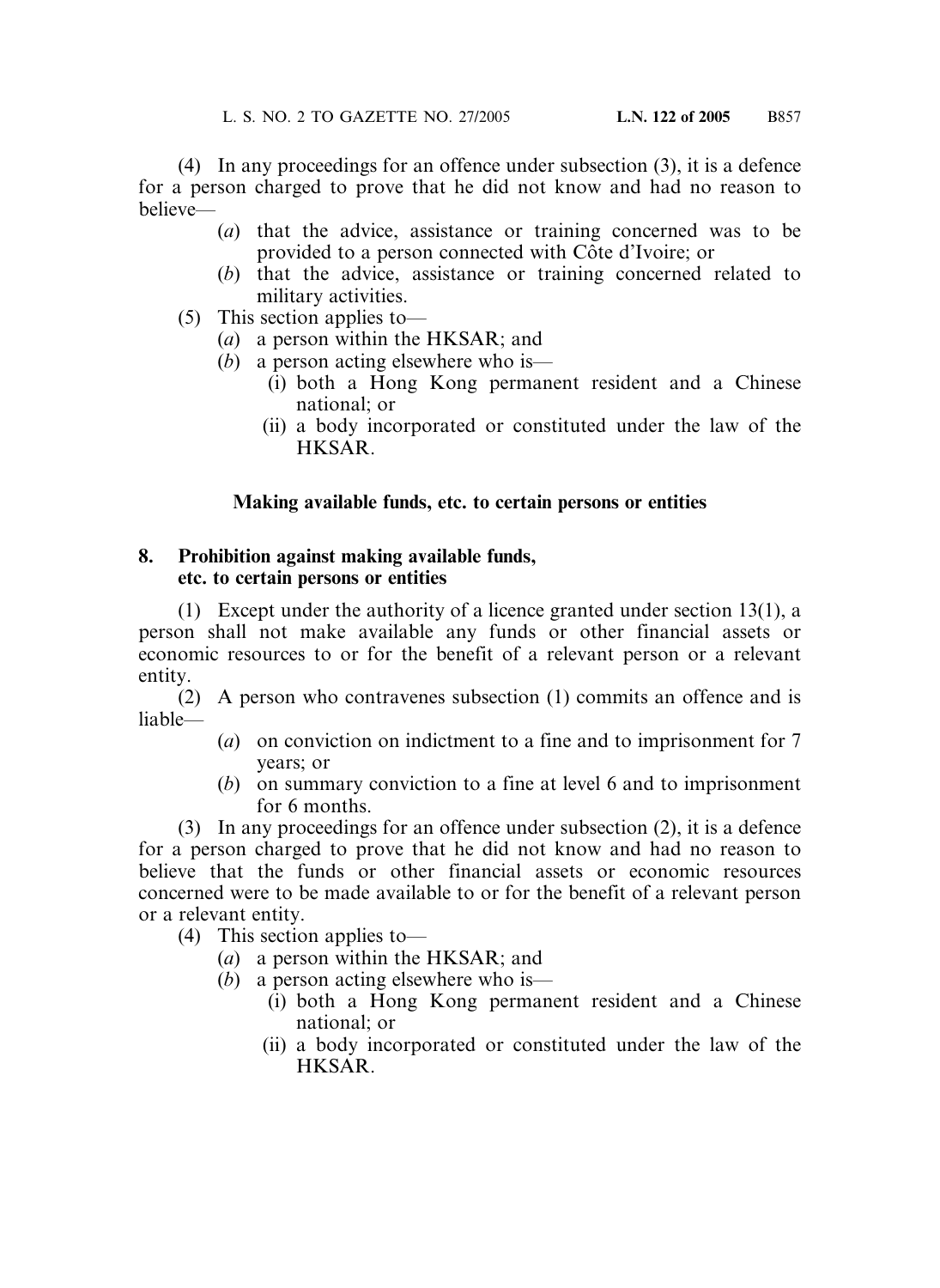(4) In any proceedings for an offence under subsection (3), it is a defence for a person charged to prove that he did not know and had no reason to believe—

- (*a*) that the advice, assistance or training concerned was to be provided to a person connected with Côte d'Ivoire; or
- (*b*) that the advice, assistance or training concerned related to military activities.

(5) This section applies to—

- (*a*) a person within the HKSAR; and
- (*b*) a person acting elsewhere who is—
  - (i) both a Hong Kong permanent resident and a Chinese national; or
  - (ii) a body incorporated or constituted under the law of the HKSAR.

**Making available funds, etc. to certain persons or entities**

**8. Prohibition against making available funds, etc. to certain persons or entities**

(1) Except under the authority of a licence granted under section 13(1), a person shall not make available any funds or other financial assets or economic resources to or for the benefit of a relevant person or a relevant entity.

(2) A person who contravenes subsection (1) commits an offence and is liable—

- (*a*) on conviction on indictment to a fine and to imprisonment for 7 years; or
- (*b*) on summary conviction to a fine at level 6 and to imprisonment for 6 months.

(3) In any proceedings for an offence under subsection (2), it is a defence for a person charged to prove that he did not know and had no reason to believe that the funds or other financial assets or economic resources concerned were to be made available to or for the benefit of a relevant person or a relevant entity.

(4) This section applies to—

- (*a*) a person within the HKSAR; and
- (*b*) a person acting elsewhere who is—
  - (i) both a Hong Kong permanent resident and a Chinese national; or
  - (ii) a body incorporated or constituted under the law of the HKSAR.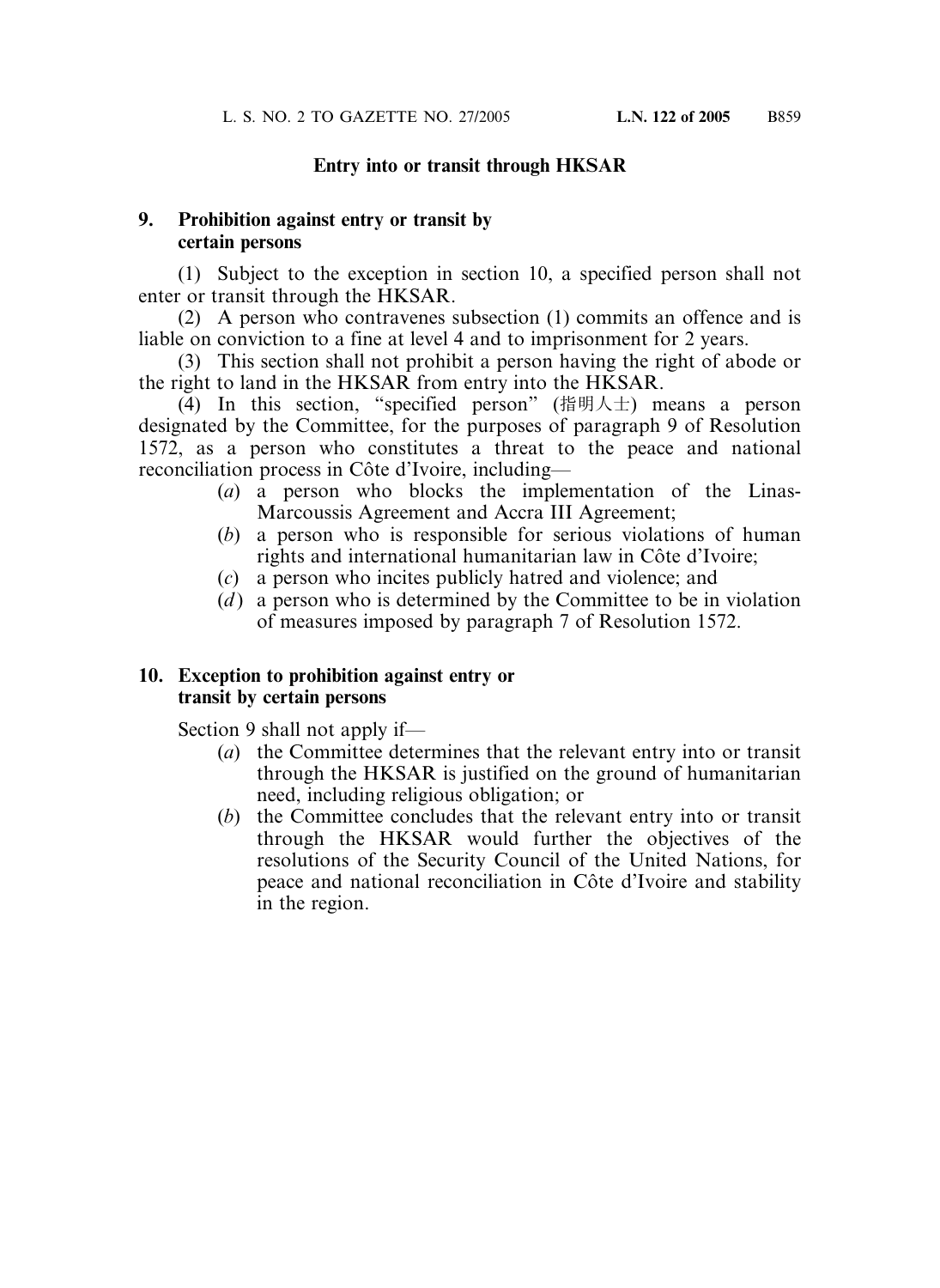## Entry into or transit through HKSAR

### 9. Prohibition against entry or transit by certain persons

(1) Subject to the exception in section 10, a specified person shall not enter or transit through the HKSAR.

(2) A person who contravenes subsection (1) commits an offence and is liable on conviction to a fine at level 4 and to imprisonment for 2 years.

(3) This section shall not prohibit a person having the right of abode or the right to land in the HKSAR from entry into the HKSAR.

(4) In this section, "specified person" (指明人士) means a person designated by the Committee, for the purposes of paragraph 9 of Resolution 1572, as a person who constitutes a threat to the peace and national reconciliation process in Côte d'Ivoire, including—

- (*a*) a person who blocks the implementation of the Linas-Marcoussis Agreement and Accra III Agreement;
- (*b*) a person who is responsible for serious violations of human rights and international humanitarian law in Côte d'Ivoire;
- (*c*) a person who incites publicly hatred and violence; and
- (*d*) a person who is determined by the Committee to be in violation of measures imposed by paragraph 7 of Resolution 1572.

### 10. Exception to prohibition against entry or transit by certain persons

Section 9 shall not apply if—

- (*a*) the Committee determines that the relevant entry into or transit through the HKSAR is justified on the ground of humanitarian need, including religious obligation; or
- (*b*) the Committee concludes that the relevant entry into or transit through the HKSAR would further the objectives of the resolutions of the Security Council of the United Nations, for peace and national reconciliation in Côte d'Ivoire and stability in the region.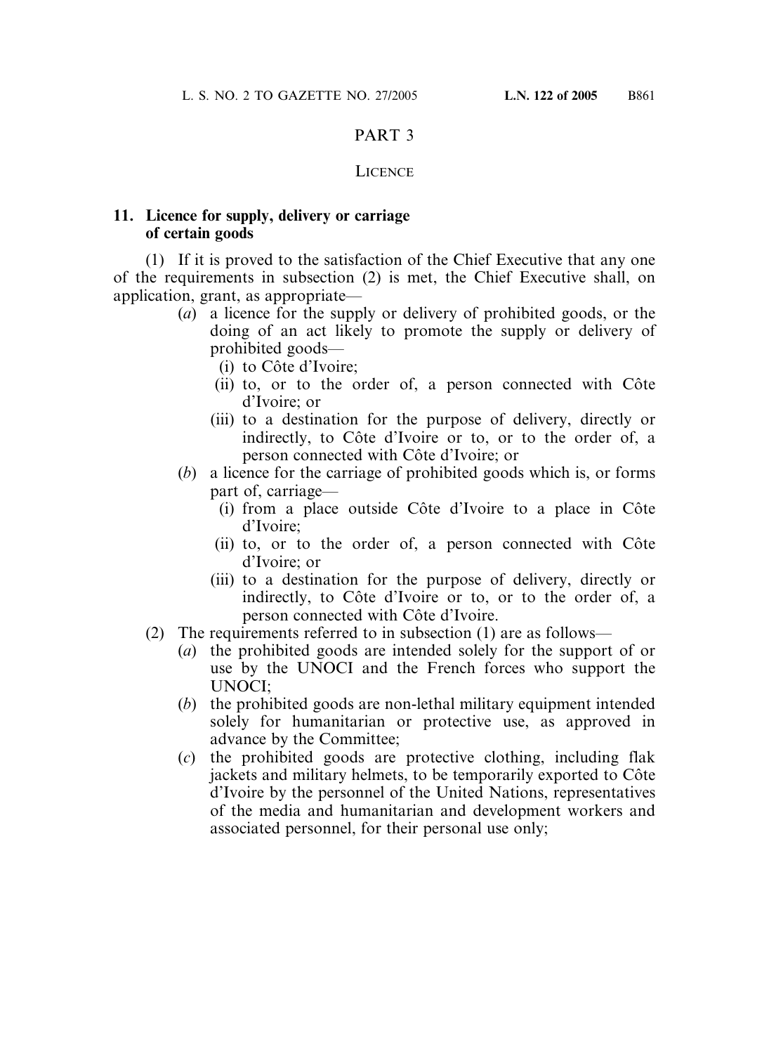# PART 3

## LICENCE

**11. Licence for supply, delivery or carriage of certain goods**

(1) If it is proved to the satisfaction of the Chief Executive that any one of the requirements in subsection (2) is met, the Chief Executive shall, on application, grant, as appropriate—

- (*a*) a licence for the supply or delivery of prohibited goods, or the doing of an act likely to promote the supply or delivery of prohibited goods—
  - (i) to Côte d'Ivoire;
  - (ii) to, or to the order of, a person connected with Côte d'Ivoire; or
  - (iii) to a destination for the purpose of delivery, directly or indirectly, to Côte d'Ivoire or to, or to the order of, a person connected with Côte d'Ivoire; or
- (*b*) a licence for the carriage of prohibited goods which is, or forms part of, carriage—
  - (i) from a place outside Côte d'Ivoire to a place in Côte d'Ivoire;
  - (ii) to, or to the order of, a person connected with Côte d'Ivoire; or
  - (iii) to a destination for the purpose of delivery, directly or indirectly, to Côte d'Ivoire or to, or to the order of, a person connected with Côte d'Ivoire.

(2) The requirements referred to in subsection (1) are as follows—

- (*a*) the prohibited goods are intended solely for the support of or use by the UNOCI and the French forces who support the UNOCI;
- (*b*) the prohibited goods are non-lethal military equipment intended solely for humanitarian or protective use, as approved in advance by the Committee;
- (*c*) the prohibited goods are protective clothing, including flak jackets and military helmets, to be temporarily exported to Côte d'Ivoire by the personnel of the United Nations, representatives of the media and humanitarian and development workers and associated personnel, for their personal use only;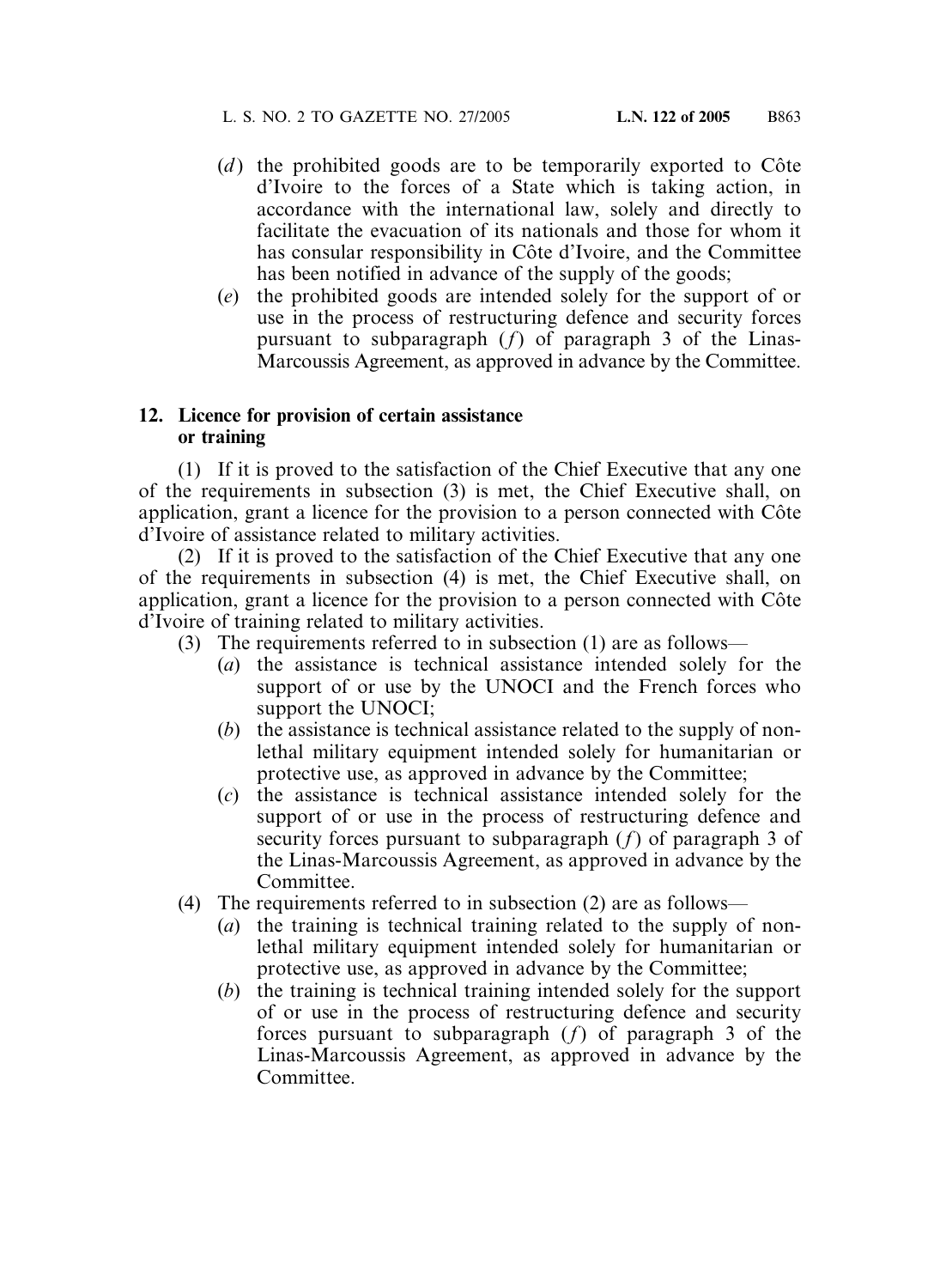(*d*) the prohibited goods are to be temporarily exported to Côte d'Ivoire to the forces of a State which is taking action, in accordance with the international law, solely and directly to facilitate the evacuation of its nationals and those for whom it has consular responsibility in Côte d'Ivoire, and the Committee has been notified in advance of the supply of the goods;

(*e*) the prohibited goods are intended solely for the support of or use in the process of restructuring defence and security forces pursuant to subparagraph (*f*) of paragraph 3 of the Linas-Marcoussis Agreement, as approved in advance by the Committee.

**12. Licence for provision of certain assistance or training**

(1) If it is proved to the satisfaction of the Chief Executive that any one of the requirements in subsection (3) is met, the Chief Executive shall, on application, grant a licence for the provision to a person connected with Côte d'Ivoire of assistance related to military activities.

(2) If it is proved to the satisfaction of the Chief Executive that any one of the requirements in subsection (4) is met, the Chief Executive shall, on application, grant a licence for the provision to a person connected with Côte d'Ivoire of training related to military activities.

(3) The requirements referred to in subsection (1) are as follows—

(*a*) the assistance is technical assistance intended solely for the support of or use by the UNOCI and the French forces who support the UNOCI;

(*b*) the assistance is technical assistance related to the supply of non-lethal military equipment intended solely for humanitarian or protective use, as approved in advance by the Committee;

(*c*) the assistance is technical assistance intended solely for the support of or use in the process of restructuring defence and security forces pursuant to subparagraph (*f*) of paragraph 3 of the Linas-Marcoussis Agreement, as approved in advance by the Committee.

(4) The requirements referred to in subsection (2) are as follows—

(*a*) the training is technical training related to the supply of non-lethal military equipment intended solely for humanitarian or protective use, as approved in advance by the Committee;

(*b*) the training is technical training intended solely for the support of or use in the process of restructuring defence and security forces pursuant to subparagraph (*f*) of paragraph 3 of the Linas-Marcoussis Agreement, as approved in advance by the Committee.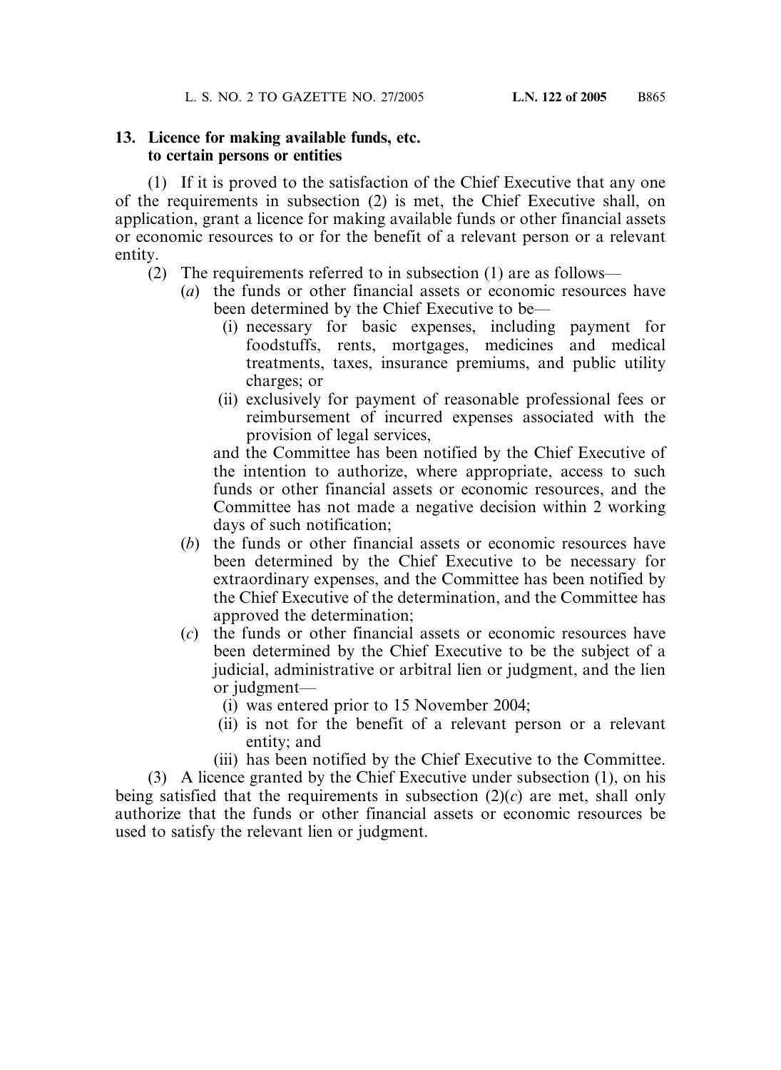**13. Licence for making available funds, etc. to certain persons or entities**

(1) If it is proved to the satisfaction of the Chief Executive that any one of the requirements in subsection (2) is met, the Chief Executive shall, on application, grant a licence for making available funds or other financial assets or economic resources to or for the benefit of a relevant person or a relevant entity.

(2) The requirements referred to in subsection (1) are as follows—

- (*a*) the funds or other financial assets or economic resources have been determined by the Chief Executive to be—
  - (i) necessary for basic expenses, including payment for foodstuffs, rents, mortgages, medicines and medical treatments, taxes, insurance premiums, and public utility charges; or
  - (ii) exclusively for payment of reasonable professional fees or reimbursement of incurred expenses associated with the provision of legal services,

  and the Committee has been notified by the Chief Executive of the intention to authorize, where appropriate, access to such funds or other financial assets or economic resources, and the Committee has not made a negative decision within 2 working days of such notification;
- (*b*) the funds or other financial assets or economic resources have been determined by the Chief Executive to be necessary for extraordinary expenses, and the Committee has been notified by the Chief Executive of the determination, and the Committee has approved the determination;
- (*c*) the funds or other financial assets or economic resources have been determined by the Chief Executive to be the subject of a judicial, administrative or arbitral lien or judgment, and the lien or judgment—
  - (i) was entered prior to 15 November 2004;
  - (ii) is not for the benefit of a relevant person or a relevant entity; and
  - (iii) has been notified by the Chief Executive to the Committee.

(3) A licence granted by the Chief Executive under subsection (1), on his being satisfied that the requirements in subsection (2)(*c*) are met, shall only authorize that the funds or other financial assets or economic resources be used to satisfy the relevant lien or judgment.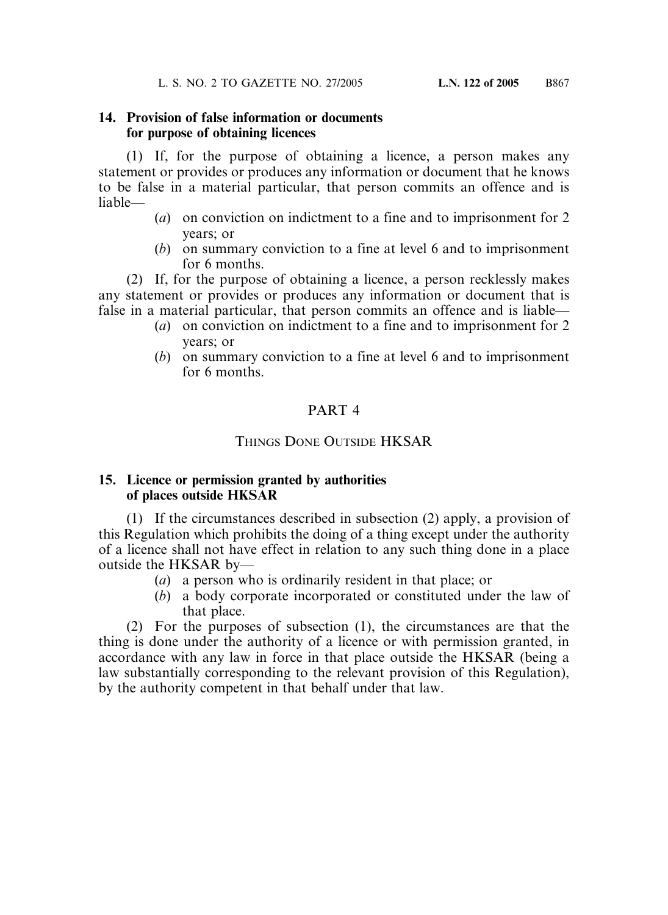### 14. Provision of false information or documents for purpose of obtaining licences

(1) If, for the purpose of obtaining a licence, a person makes any statement or provides or produces any information or document that he knows to be false in a material particular, that person commits an offence and is liable—

(*a*) on conviction on indictment to a fine and to imprisonment for 2 years; or

(*b*) on summary conviction to a fine at level 6 and to imprisonment for 6 months.

(2) If, for the purpose of obtaining a licence, a person recklessly makes any statement or provides or produces any information or document that is false in a material particular, that person commits an offence and is liable—

(*a*) on conviction on indictment to a fine and to imprisonment for 2 years; or

(*b*) on summary conviction to a fine at level 6 and to imprisonment for 6 months.

## PART 4

## THINGS DONE OUTSIDE HKSAR

### 15. Licence or permission granted by authorities of places outside HKSAR

(1) If the circumstances described in subsection (2) apply, a provision of this Regulation which prohibits the doing of a thing except under the authority of a licence shall not have effect in relation to any such thing done in a place outside the HKSAR by—

(*a*) a person who is ordinarily resident in that place; or

(*b*) a body corporate incorporated or constituted under the law of that place.

(2) For the purposes of subsection (1), the circumstances are that the thing is done under the authority of a licence or with permission granted, in accordance with any law in force in that place outside the HKSAR (being a law substantially corresponding to the relevant provision of this Regulation), by the authority competent in that behalf under that law.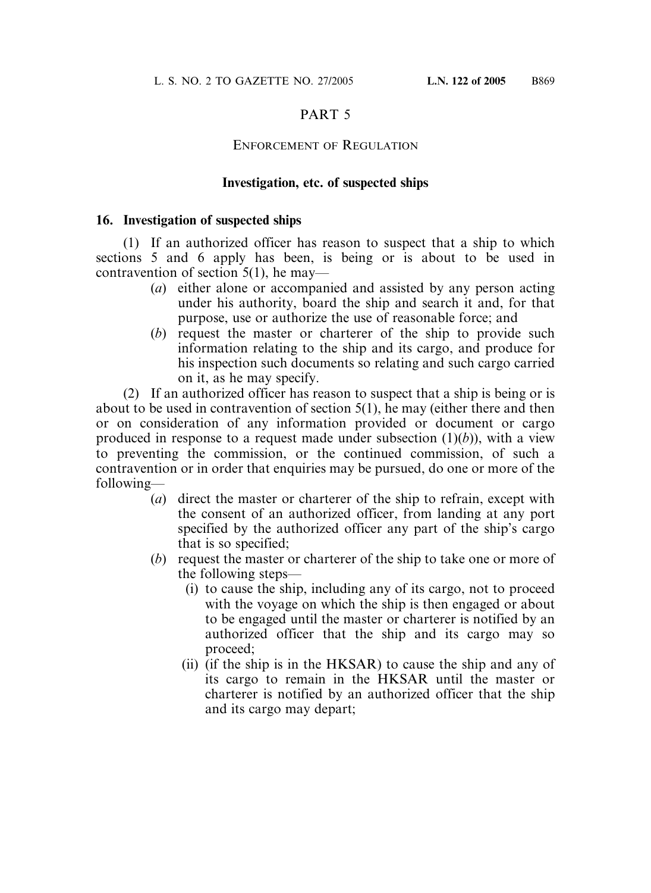## PART 5

### ENFORCEMENT OF REGULATION

#### Investigation, etc. of suspected ships

**16. Investigation of suspected ships**

(1) If an authorized officer has reason to suspect that a ship to which sections 5 and 6 apply has been, is being or is about to be used in contravention of section 5(1), he may—

- (*a*) either alone or accompanied and assisted by any person acting under his authority, board the ship and search it and, for that purpose, use or authorize the use of reasonable force; and
- (*b*) request the master or charterer of the ship to provide such information relating to the ship and its cargo, and produce for his inspection such documents so relating and such cargo carried on it, as he may specify.

(2) If an authorized officer has reason to suspect that a ship is being or is about to be used in contravention of section 5(1), he may (either there and then or on consideration of any information provided or document or cargo produced in response to a request made under subsection (1)(*b*)), with a view to preventing the commission, or the continued commission, of such a contravention or in order that enquiries may be pursued, do one or more of the following—

- (*a*) direct the master or charterer of the ship to refrain, except with the consent of an authorized officer, from landing at any port specified by the authorized officer any part of the ship's cargo that is so specified;
- (*b*) request the master or charterer of the ship to take one or more of the following steps—
  - (i) to cause the ship, including any of its cargo, not to proceed with the voyage on which the ship is then engaged or about to be engaged until the master or charterer is notified by an authorized officer that the ship and its cargo may so proceed;
  - (ii) (if the ship is in the HKSAR) to cause the ship and any of its cargo to remain in the HKSAR until the master or charterer is notified by an authorized officer that the ship and its cargo may depart;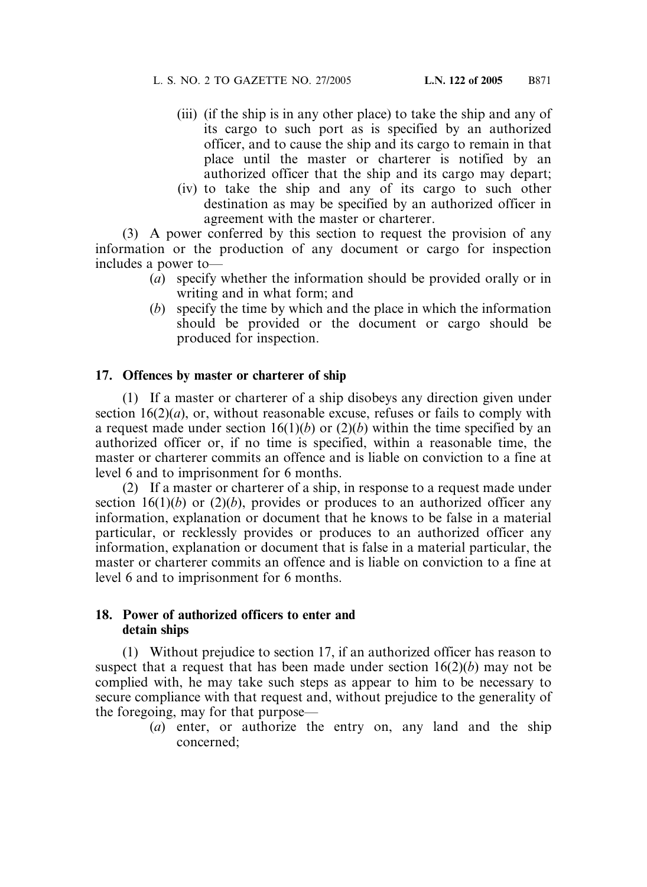(iii) (if the ship is in any other place) to take the ship and any of its cargo to such port as is specified by an authorized officer, and to cause the ship and its cargo to remain in that place until the master or charterer is notified by an authorized officer that the ship and its cargo may depart;

(iv) to take the ship and any of its cargo to such other destination as may be specified by an authorized officer in agreement with the master or charterer.

(3) A power conferred by this section to request the provision of any information or the production of any document or cargo for inspection includes a power to—

(*a*) specify whether the information should be provided orally or in writing and in what form; and

(*b*) specify the time by which and the place in which the information should be provided or the document or cargo should be produced for inspection.

**17. Offences by master or charterer of ship**

(1) If a master or charterer of a ship disobeys any direction given under section 16(2)(*a*), or, without reasonable excuse, refuses or fails to comply with a request made under section 16(1)(*b*) or (2)(*b*) within the time specified by an authorized officer or, if no time is specified, within a reasonable time, the master or charterer commits an offence and is liable on conviction to a fine at level 6 and to imprisonment for 6 months.

(2) If a master or charterer of a ship, in response to a request made under section 16(1)(*b*) or (2)(*b*), provides or produces to an authorized officer any information, explanation or document that he knows to be false in a material particular, or recklessly provides or produces to an authorized officer any information, explanation or document that is false in a material particular, the master or charterer commits an offence and is liable on conviction to a fine at level 6 and to imprisonment for 6 months.

**18. Power of authorized officers to enter and detain ships**

(1) Without prejudice to section 17, if an authorized officer has reason to suspect that a request that has been made under section 16(2)(*b*) may not be complied with, he may take such steps as appear to him to be necessary to secure compliance with that request and, without prejudice to the generality of the foregoing, may for that purpose—

(*a*) enter, or authorize the entry on, any land and the ship concerned;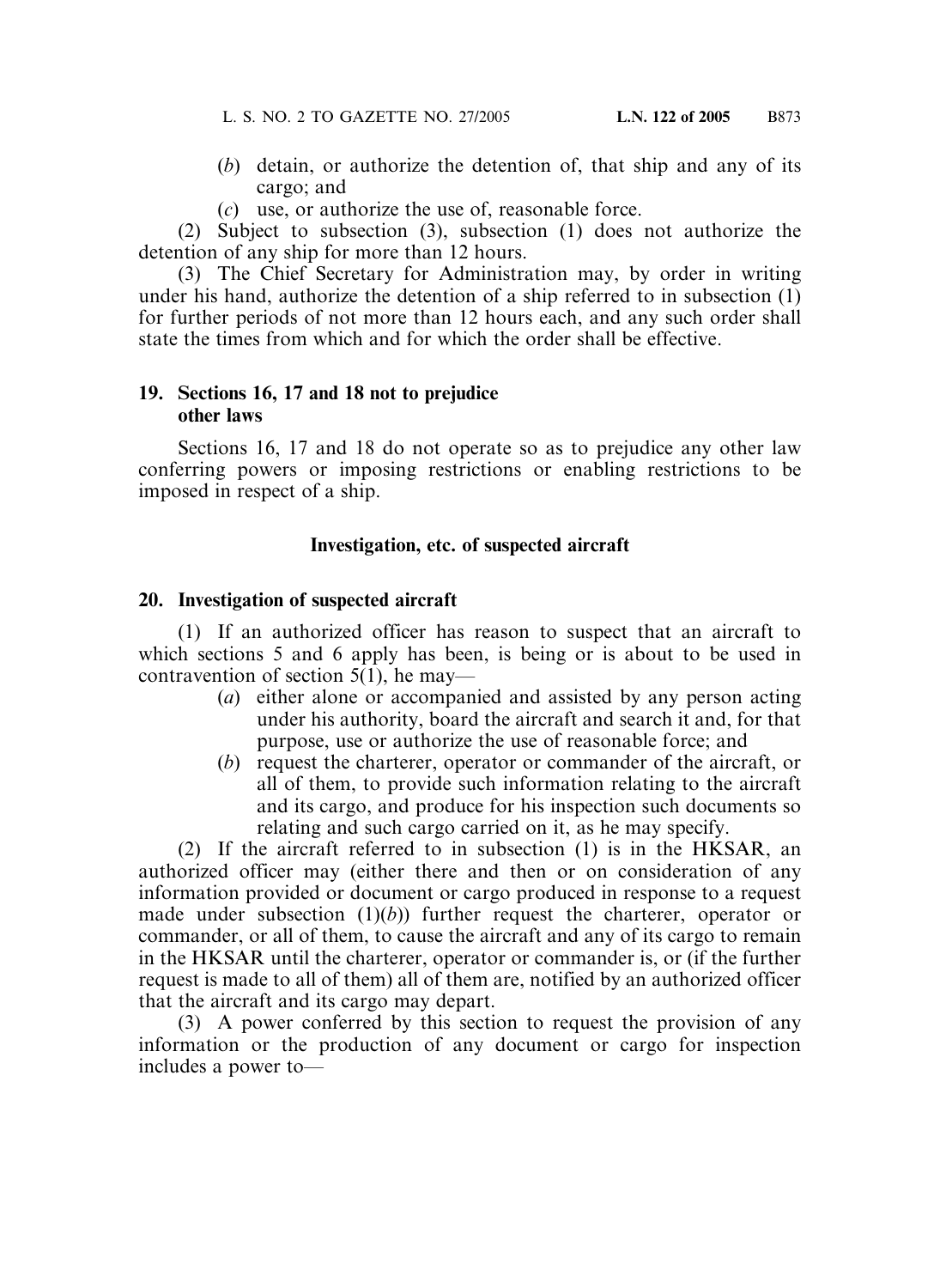(*b*) detain, or authorize the detention of, that ship and any of its cargo; and

(*c*) use, or authorize the use of, reasonable force.

(2) Subject to subsection (3), subsection (1) does not authorize the detention of any ship for more than 12 hours.

(3) The Chief Secretary for Administration may, by order in writing under his hand, authorize the detention of a ship referred to in subsection (1) for further periods of not more than 12 hours each, and any such order shall state the times from which and for which the order shall be effective.

**19. Sections 16, 17 and 18 not to prejudice other laws**

Sections 16, 17 and 18 do not operate so as to prejudice any other law conferring powers or imposing restrictions or enabling restrictions to be imposed in respect of a ship.

**Investigation, etc. of suspected aircraft**

**20. Investigation of suspected aircraft**

(1) If an authorized officer has reason to suspect that an aircraft to which sections 5 and 6 apply has been, is being or is about to be used in contravention of section 5(1), he may—

(*a*) either alone or accompanied and assisted by any person acting under his authority, board the aircraft and search it and, for that purpose, use or authorize the use of reasonable force; and

(*b*) request the charterer, operator or commander of the aircraft, or all of them, to provide such information relating to the aircraft and its cargo, and produce for his inspection such documents so relating and such cargo carried on it, as he may specify.

(2) If the aircraft referred to in subsection (1) is in the HKSAR, an authorized officer may (either there and then or on consideration of any information provided or document or cargo produced in response to a request made under subsection (1)(*b*)) further request the charterer, operator or commander, or all of them, to cause the aircraft and any of its cargo to remain in the HKSAR until the charterer, operator or commander is, or (if the further request is made to all of them) all of them are, notified by an authorized officer that the aircraft and its cargo may depart.

(3) A power conferred by this section to request the provision of any information or the production of any document or cargo for inspection includes a power to—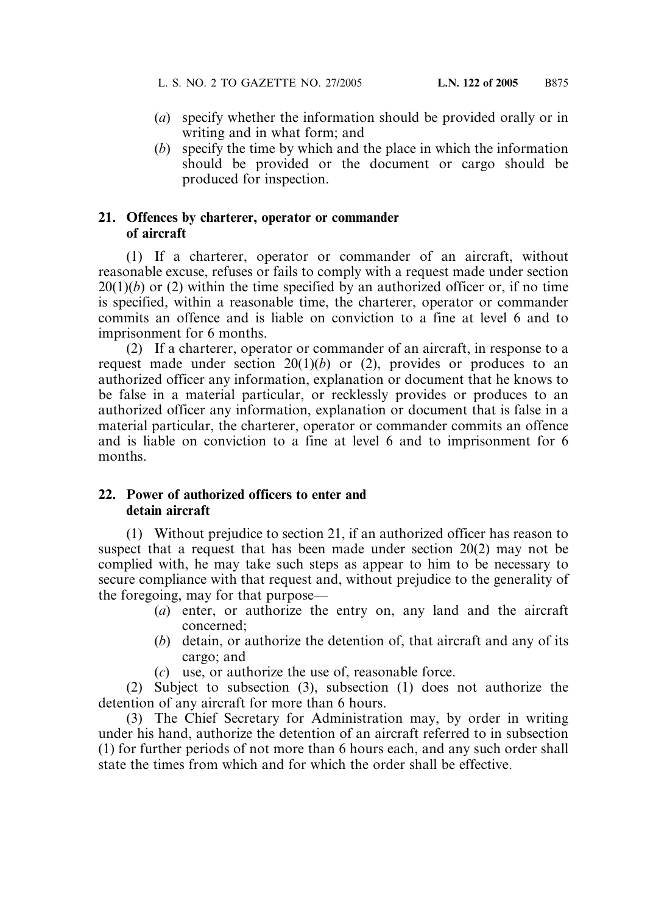(*a*) specify whether the information should be provided orally or in writing and in what form; and

(*b*) specify the time by which and the place in which the information should be provided or the document or cargo should be produced for inspection.

**21. Offences by charterer, operator or commander of aircraft**

(1) If a charterer, operator or commander of an aircraft, without reasonable excuse, refuses or fails to comply with a request made under section 20(1)(*b*) or (2) within the time specified by an authorized officer or, if no time is specified, within a reasonable time, the charterer, operator or commander commits an offence and is liable on conviction to a fine at level 6 and to imprisonment for 6 months.

(2) If a charterer, operator or commander of an aircraft, in response to a request made under section 20(1)(*b*) or (2), provides or produces to an authorized officer any information, explanation or document that he knows to be false in a material particular, or recklessly provides or produces to an authorized officer any information, explanation or document that is false in a material particular, the charterer, operator or commander commits an offence and is liable on conviction to a fine at level 6 and to imprisonment for 6 months.

**22. Power of authorized officers to enter and detain aircraft**

(1) Without prejudice to section 21, if an authorized officer has reason to suspect that a request that has been made under section 20(2) may not be complied with, he may take such steps as appear to him to be necessary to secure compliance with that request and, without prejudice to the generality of the foregoing, may for that purpose—

(*a*) enter, or authorize the entry on, any land and the aircraft concerned;

(*b*) detain, or authorize the detention of, that aircraft and any of its cargo; and

(*c*) use, or authorize the use of, reasonable force.

(2) Subject to subsection (3), subsection (1) does not authorize the detention of any aircraft for more than 6 hours.

(3) The Chief Secretary for Administration may, by order in writing under his hand, authorize the detention of an aircraft referred to in subsection (1) for further periods of not more than 6 hours each, and any such order shall state the times from which and for which the order shall be effective.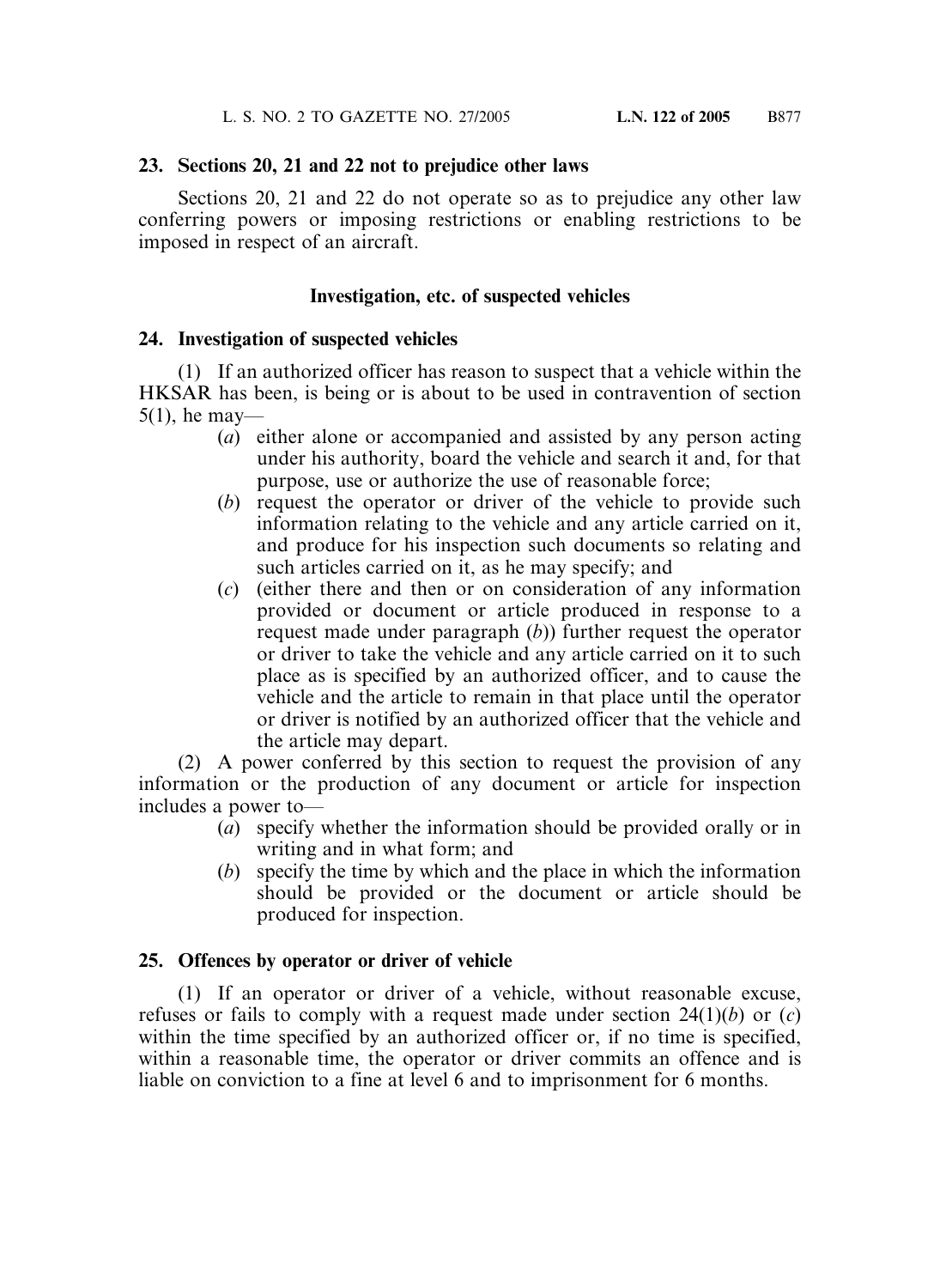**23. Sections 20, 21 and 22 not to prejudice other laws**

Sections 20, 21 and 22 do not operate so as to prejudice any other law conferring powers or imposing restrictions or enabling restrictions to be imposed in respect of an aircraft.

**Investigation, etc. of suspected vehicles**

**24. Investigation of suspected vehicles**

(1) If an authorized officer has reason to suspect that a vehicle within the HKSAR has been, is being or is about to be used in contravention of section 5(1), he may—

(*a*) either alone or accompanied and assisted by any person acting under his authority, board the vehicle and search it and, for that purpose, use or authorize the use of reasonable force;

(*b*) request the operator or driver of the vehicle to provide such information relating to the vehicle and any article carried on it, and produce for his inspection such documents so relating and such articles carried on it, as he may specify; and

(*c*) (either there and then or on consideration of any information provided or document or article produced in response to a request made under paragraph (*b*)) further request the operator or driver to take the vehicle and any article carried on it to such place as is specified by an authorized officer, and to cause the vehicle and the article to remain in that place until the operator or driver is notified by an authorized officer that the vehicle and the article may depart.

(2) A power conferred by this section to request the provision of any information or the production of any document or article for inspection includes a power to—

(*a*) specify whether the information should be provided orally or in writing and in what form; and

(*b*) specify the time by which and the place in which the information should be provided or the document or article should be produced for inspection.

**25. Offences by operator or driver of vehicle**

(1) If an operator or driver of a vehicle, without reasonable excuse, refuses or fails to comply with a request made under section 24(1)(*b*) or (*c*) within the time specified by an authorized officer or, if no time is specified, within a reasonable time, the operator or driver commits an offence and is liable on conviction to a fine at level 6 and to imprisonment for 6 months.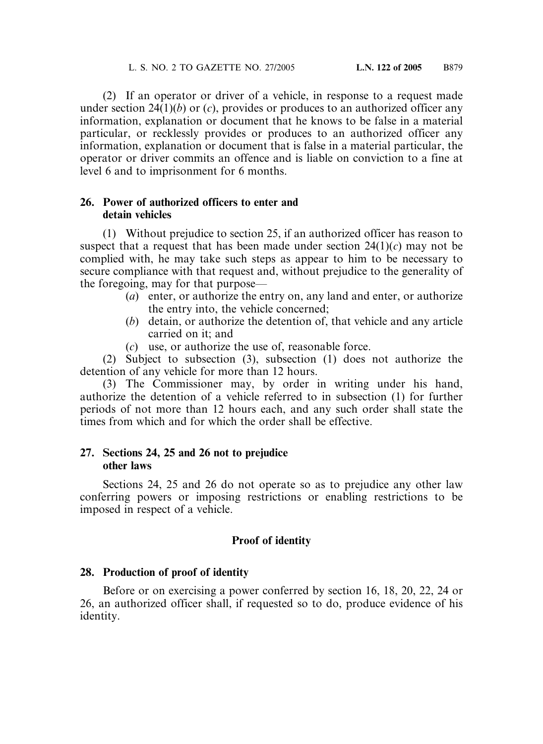(2) If an operator or driver of a vehicle, in response to a request made under section 24(1)(*b*) or (*c*), provides or produces to an authorized officer any information, explanation or document that he knows to be false in a material particular, or recklessly provides or produces to an authorized officer any information, explanation or document that is false in a material particular, the operator or driver commits an offence and is liable on conviction to a fine at level 6 and to imprisonment for 6 months.

**26. Power of authorized officers to enter and detain vehicles**

(1) Without prejudice to section 25, if an authorized officer has reason to suspect that a request that has been made under section 24(1)(*c*) may not be complied with, he may take such steps as appear to him to be necessary to secure compliance with that request and, without prejudice to the generality of the foregoing, may for that purpose—

- (*a*) enter, or authorize the entry on, any land and enter, or authorize the entry into, the vehicle concerned;
- (*b*) detain, or authorize the detention of, that vehicle and any article carried on it; and
- (*c*) use, or authorize the use of, reasonable force.

(2) Subject to subsection (3), subsection (1) does not authorize the detention of any vehicle for more than 12 hours.

(3) The Commissioner may, by order in writing under his hand, authorize the detention of a vehicle referred to in subsection (1) for further periods of not more than 12 hours each, and any such order shall state the times from which and for which the order shall be effective.

**27. Sections 24, 25 and 26 not to prejudice other laws**

Sections 24, 25 and 26 do not operate so as to prejudice any other law conferring powers or imposing restrictions or enabling restrictions to be imposed in respect of a vehicle.

**Proof of identity**

**28. Production of proof of identity**

Before or on exercising a power conferred by section 16, 18, 20, 22, 24 or 26, an authorized officer shall, if requested so to do, produce evidence of his identity.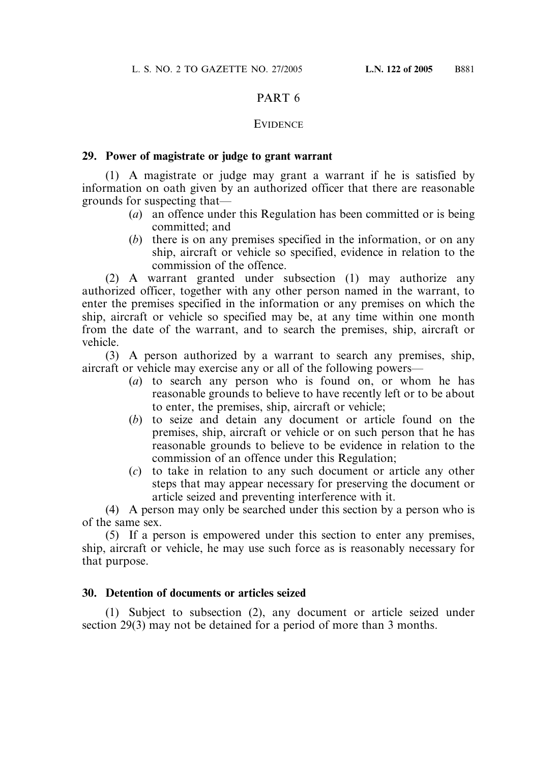# PART 6

## EVIDENCE

### 29. Power of magistrate or judge to grant warrant

(1) A magistrate or judge may grant a warrant if he is satisfied by information on oath given by an authorized officer that there are reasonable grounds for suspecting that—

- (*a*) an offence under this Regulation has been committed or is being committed; and
- (*b*) there is on any premises specified in the information, or on any ship, aircraft or vehicle so specified, evidence in relation to the commission of the offence.

(2) A warrant granted under subsection (1) may authorize any authorized officer, together with any other person named in the warrant, to enter the premises specified in the information or any premises on which the ship, aircraft or vehicle so specified may be, at any time within one month from the date of the warrant, and to search the premises, ship, aircraft or vehicle.

(3) A person authorized by a warrant to search any premises, ship, aircraft or vehicle may exercise any or all of the following powers—

- (*a*) to search any person who is found on, or whom he has reasonable grounds to believe to have recently left or to be about to enter, the premises, ship, aircraft or vehicle;
- (*b*) to seize and detain any document or article found on the premises, ship, aircraft or vehicle or on such person that he has reasonable grounds to believe to be evidence in relation to the commission of an offence under this Regulation;
- (*c*) to take in relation to any such document or article any other steps that may appear necessary for preserving the document or article seized and preventing interference with it.

(4) A person may only be searched under this section by a person who is of the same sex.

(5) If a person is empowered under this section to enter any premises, ship, aircraft or vehicle, he may use such force as is reasonably necessary for that purpose.

### 30. Detention of documents or articles seized

(1) Subject to subsection (2), any document or article seized under section 29(3) may not be detained for a period of more than 3 months.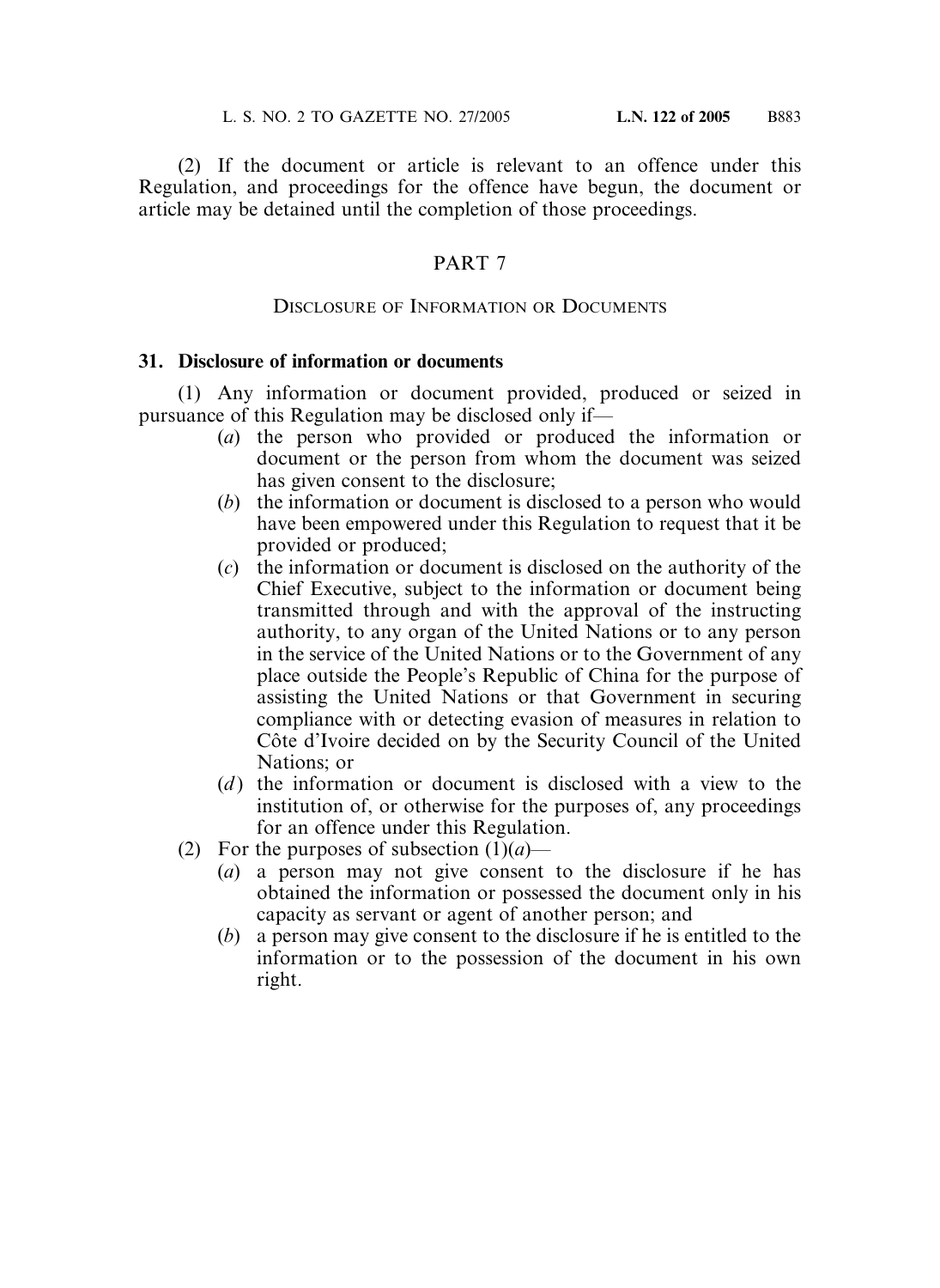(2) If the document or article is relevant to an offence under this Regulation, and proceedings for the offence have begun, the document or article may be detained until the completion of those proceedings.

## PART 7

### DISCLOSURE OF INFORMATION OR DOCUMENTS

**31. Disclosure of information or documents**

(1) Any information or document provided, produced or seized in pursuance of this Regulation may be disclosed only if—

- (*a*) the person who provided or produced the information or document or the person from whom the document was seized has given consent to the disclosure;
- (*b*) the information or document is disclosed to a person who would have been empowered under this Regulation to request that it be provided or produced;
- (*c*) the information or document is disclosed on the authority of the Chief Executive, subject to the information or document being transmitted through and with the approval of the instructing authority, to any organ of the United Nations or to any person in the service of the United Nations or to the Government of any place outside the People's Republic of China for the purpose of assisting the United Nations or that Government in securing compliance with or detecting evasion of measures in relation to Côte d'Ivoire decided on by the Security Council of the United Nations; or
- (*d*) the information or document is disclosed with a view to the institution of, or otherwise for the purposes of, any proceedings for an offence under this Regulation.

(2) For the purposes of subsection (1)(*a*)—

- (*a*) a person may not give consent to the disclosure if he has obtained the information or possessed the document only in his capacity as servant or agent of another person; and
- (*b*) a person may give consent to the disclosure if he is entitled to the information or to the possession of the document in his own right.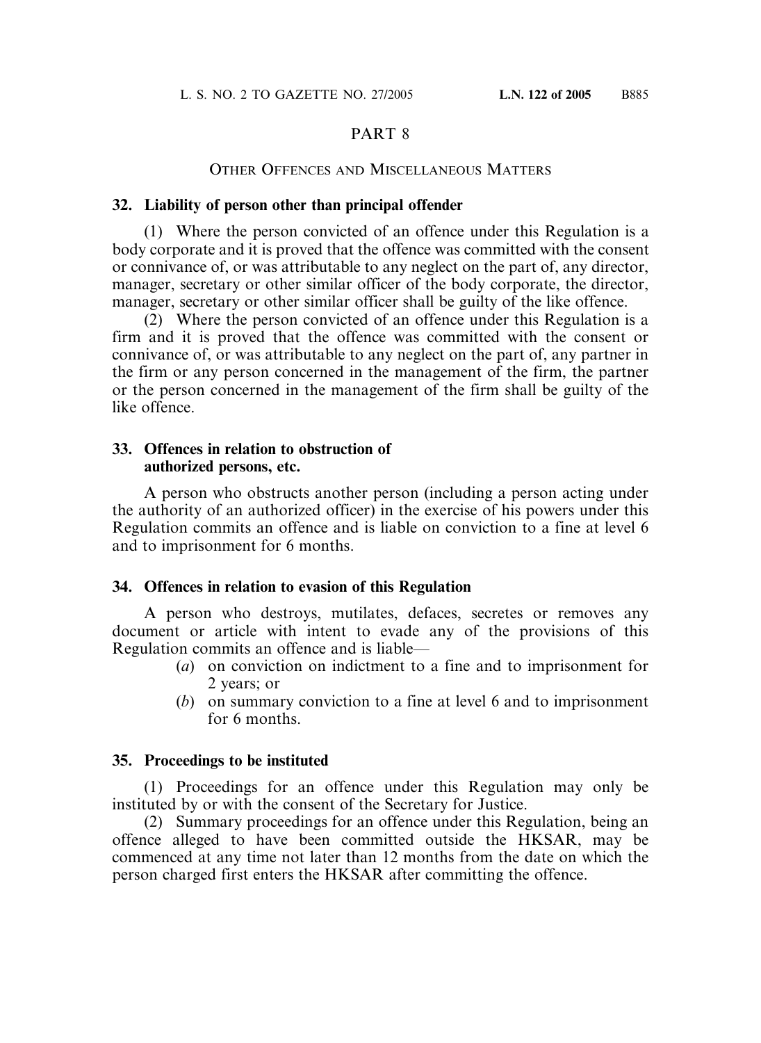# PART 8

## OTHER OFFENCES AND MISCELLANEOUS MATTERS

### 32. Liability of person other than principal offender

(1) Where the person convicted of an offence under this Regulation is a body corporate and it is proved that the offence was committed with the consent or connivance of, or was attributable to any neglect on the part of, any director, manager, secretary or other similar officer of the body corporate, the director, manager, secretary or other similar officer shall be guilty of the like offence.

(2) Where the person convicted of an offence under this Regulation is a firm and it is proved that the offence was committed with the consent or connivance of, or was attributable to any neglect on the part of, any partner in the firm or any person concerned in the management of the firm, the partner or the person concerned in the management of the firm shall be guilty of the like offence.

### 33. Offences in relation to obstruction of authorized persons, etc.

A person who obstructs another person (including a person acting under the authority of an authorized officer) in the exercise of his powers under this Regulation commits an offence and is liable on conviction to a fine at level 6 and to imprisonment for 6 months.

### 34. Offences in relation to evasion of this Regulation

A person who destroys, mutilates, defaces, secretes or removes any document or article with intent to evade any of the provisions of this Regulation commits an offence and is liable—

(*a*) on conviction on indictment to a fine and to imprisonment for 2 years; or

(*b*) on summary conviction to a fine at level 6 and to imprisonment for 6 months.

### 35. Proceedings to be instituted

(1) Proceedings for an offence under this Regulation may only be instituted by or with the consent of the Secretary for Justice.

(2) Summary proceedings for an offence under this Regulation, being an offence alleged to have been committed outside the HKSAR, may be commenced at any time not later than 12 months from the date on which the person charged first enters the HKSAR after committing the offence.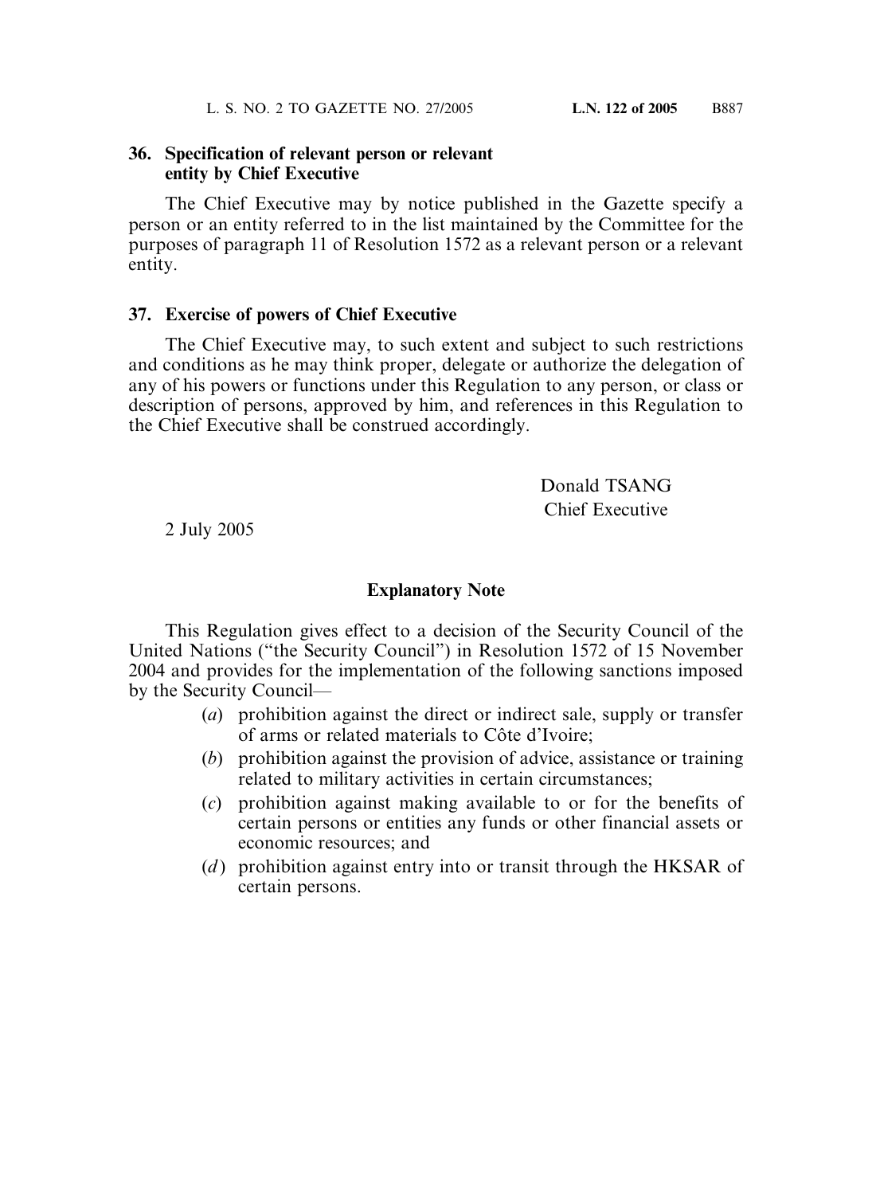### 36. Specification of relevant person or relevant entity by Chief Executive

The Chief Executive may by notice published in the Gazette specify a person or an entity referred to in the list maintained by the Committee for the purposes of paragraph 11 of Resolution 1572 as a relevant person or a relevant entity.

### 37. Exercise of powers of Chief Executive

The Chief Executive may, to such extent and subject to such restrictions and conditions as he may think proper, delegate or authorize the delegation of any of his powers or functions under this Regulation to any person, or class or description of persons, approved by him, and references in this Regulation to the Chief Executive shall be construed accordingly.

Donald TSANG
Chief Executive

2 July 2005

## Explanatory Note

This Regulation gives effect to a decision of the Security Council of the United Nations ("the Security Council") in Resolution 1572 of 15 November 2004 and provides for the implementation of the following sanctions imposed by the Security Council—

(*a*) prohibition against the direct or indirect sale, supply or transfer of arms or related materials to Côte d'Ivoire;

(*b*) prohibition against the provision of advice, assistance or training related to military activities in certain circumstances;

(*c*) prohibition against making available to or for the benefits of certain persons or entities any funds or other financial assets or economic resources; and

(*d*) prohibition against entry into or transit through the HKSAR of certain persons.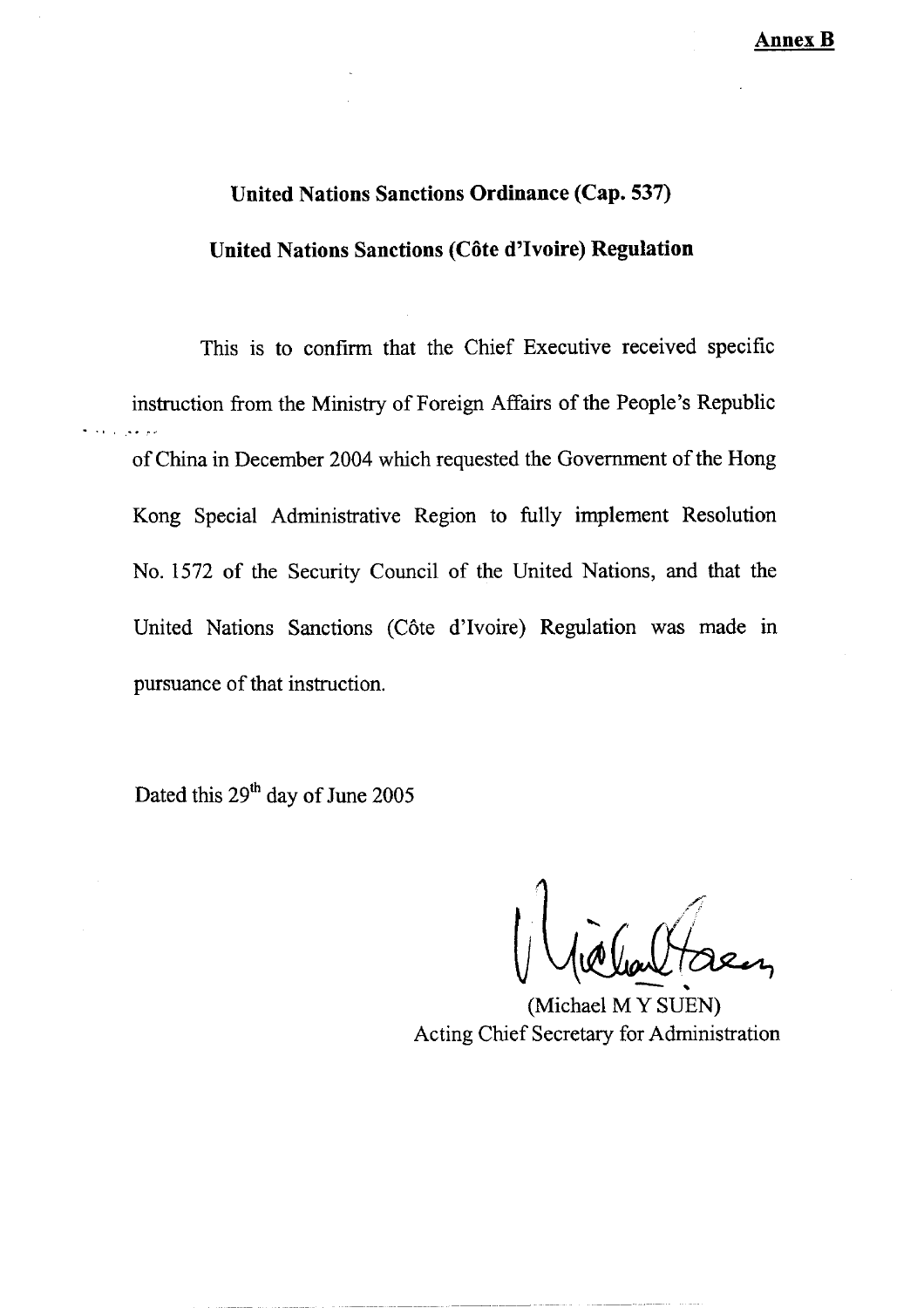**Annex B**

**United Nations Sanctions Ordinance (Cap. 537)**

**United Nations Sanctions (Côte d'Ivoire) Regulation**

This is to confirm that the Chief Executive received specific instruction from the Ministry of Foreign Affairs of the People's Republic of China in December 2004 which requested the Government of the Hong Kong Special Administrative Region to fully implement Resolution No. 1572 of the Security Council of the United Nations, and that the United Nations Sanctions (Côte d'Ivoire) Regulation was made in pursuance of that instruction.

Dated this 29th day of June 2005

(Michael M Y SUEN)
Acting Chief Secretary for Administration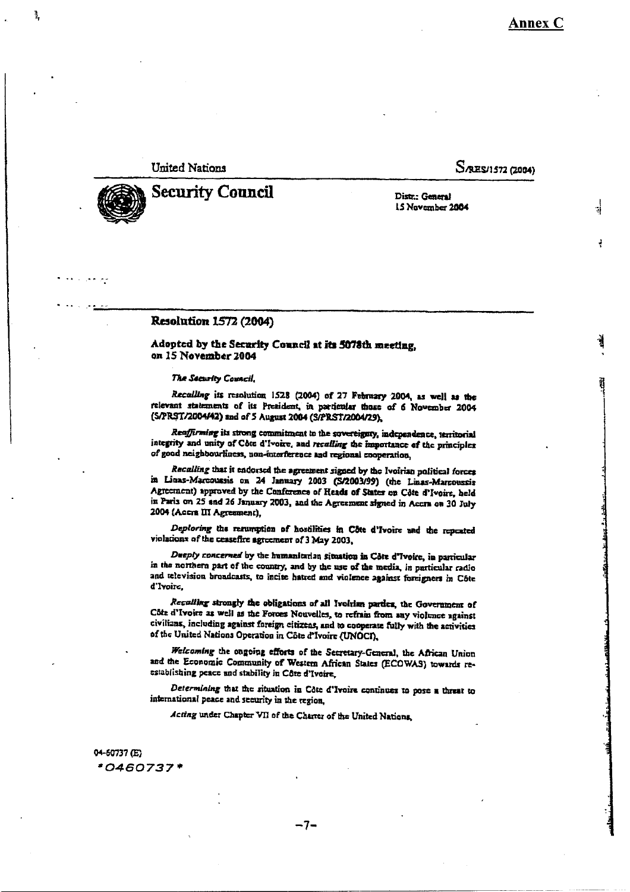**Annex C**

United Nations

S/RES/1572 (2004)

# Security Council

Distr.: General
15 November 2004

## Resolution 1572 (2004)

### Adopted by the Security Council at its 5078th meeting, on 15 November 2004

*The Security Council*,

*Recalling* its resolution 1528 (2004) of 27 February 2004, as well as the relevant statements of its President, in particular those of 6 November 2004 (S/PRST/2004/42) and of 5 August 2004 (S/PRST/2004/29),

*Reaffirming* its strong commitment to the sovereignty, independence, territorial integrity and unity of Côte d'Ivoire, and *recalling* the importance of the principles of good neighbourliness, non-interference and regional cooperation,

*Recalling* that it endorsed the agreement signed by the Ivoirian political forces in Linas-Marcoussis on 24 January 2003 (S/2003/99) (the Linas-Marcoussis Agreement) approved by the Conference of Heads of States on Côte d'Ivoire, held in Paris on 25 and 26 January 2003, and the Agreement signed in Accra on 30 July 2004 (Accra III Agreement),

*Deploring* the resumption of hostilities in Côte d'Ivoire and the repeated violations of the ceasefire agreement of 3 May 2003,

*Deeply concerned* by the humanitarian situation in Côte d'Ivoire, in particular in the northern part of the country, and by the use of the media, in particular radio and television broadcasts, to incite hatred and violence against foreigners in Côte d'Ivoire,

*Recalling* strongly the obligations of all Ivoirian parties, the Government of Côte d'Ivoire as well as the Forces Nouvelles, to refrain from any violence against civilians, including against foreign citizens, and to cooperate fully with the activities of the United Nations Operation in Côte d'Ivoire (UNOCI),

*Welcoming* the ongoing efforts of the Secretary-General, the African Union and the Economic Community of Western African States (ECOWAS) towards re-establishing peace and stability in Côte d'Ivoire,

*Determining* that the situation in Côte d'Ivoire continues to pose a threat to international peace and security in the region,

*Acting* under Chapter VII of the Charter of the United Nations,

04-60737 (E)
*0460737*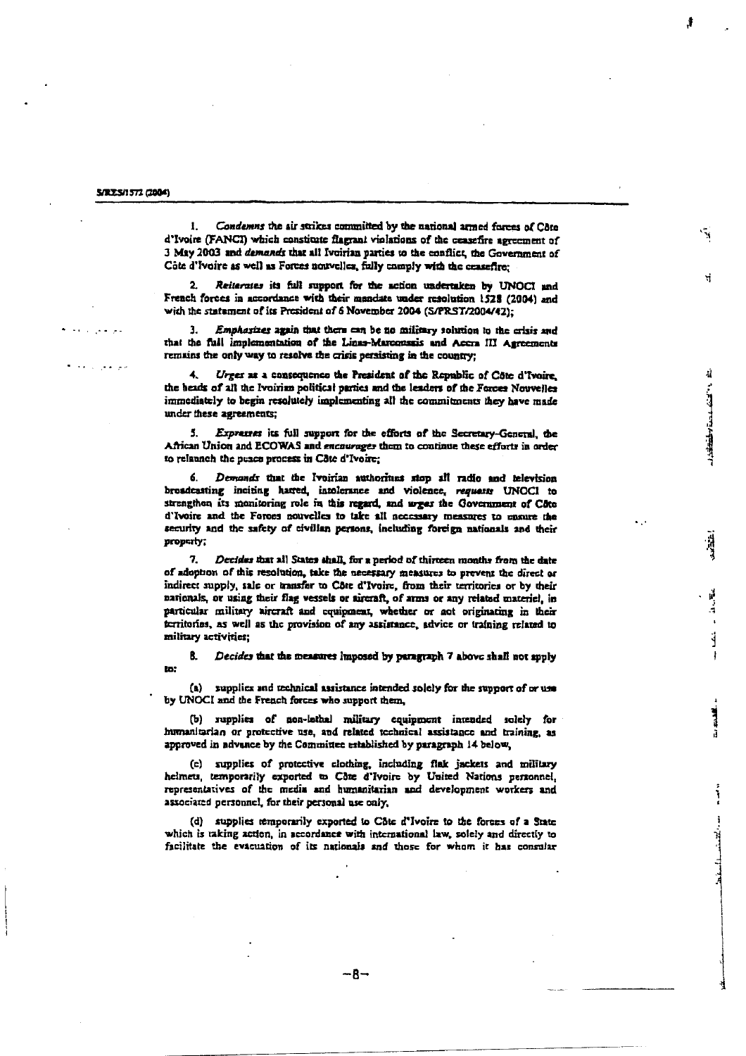1. *Condemns* the air strikes committed by the national armed forces of Côte d'Ivoire (FANCI) which constitute flagrant violations of the ceasefire agreement of 3 May 2003 and *demands* that all Ivoirian parties to the conflict, the Government of Côte d'Ivoire as well as Forces nouvelles, fully comply with the ceasefire;

2. *Reiterates* its full support for the action undertaken by UNOCI and French forces in accordance with their mandate under resolution 1528 (2004) and with the statement of its President of 6 November 2004 (S/PRST/2004/42);

3. *Emphasizes* again that there can be no military solution to the crisis and that the full implementation of the Linas-Marcoussis and Accra III Agreements remains the only way to resolve the crisis persisting in the country;

4. *Urges* as a consequence the President of the Republic of Côte d'Ivoire, the heads of all the Ivoirian political parties and the leaders of the Forces Nouvelles immediately to begin resolutely implementing all the commitments they have made under these agreements;

5. *Expresses* its full support for the efforts of the Secretary-General, the African Union and ECOWAS and *encourages* them to continue these efforts in order to relaunch the peace process in Côte d'Ivoire;

6. *Demands* that the Ivoirian authorities stop all radio and television broadcasting inciting hatred, intolerance and violence, *requests* UNOCI to strengthen its monitoring role in this regard, and *urges* the Government of Côte d'Ivoire and the Forces nouvelles to take all necessary measures to ensure the security and the safety of civilian persons, including foreign nationals and their property;

7. *Decides* that all States shall, for a period of thirteen months from the date of adoption of this resolution, take the necessary measures to prevent the direct or indirect supply, sale or transfer to Côte d'Ivoire, from their territories or by their nationals, or using their flag vessels or aircraft, of arms or any related materiel, in particular military aircraft and equipment, whether or not originating in their territories, as well as the provision of any assistance, advice or training related to military activities;

8. *Decides* that the measures imposed by paragraph 7 above shall not apply to:

(a) supplies and technical assistance intended solely for the support of or use by UNOCI and the French forces who support them,

(b) supplies of non-lethal military equipment intended solely for humanitarian or protective use, and related technical assistance and training, as approved in advance by the Committee established by paragraph 14 below,

(c) supplies of protective clothing, including flak jackets and military helmets, temporarily exported to Côte d'Ivoire by United Nations personnel, representatives of the media and humanitarian and development workers and associated personnel, for their personal use only,

(d) supplies temporarily exported to Côte d'Ivoire to the forces of a State which is taking action, in accordance with international law, solely and directly to facilitate the evacuation of its nationals and those for whom it has consular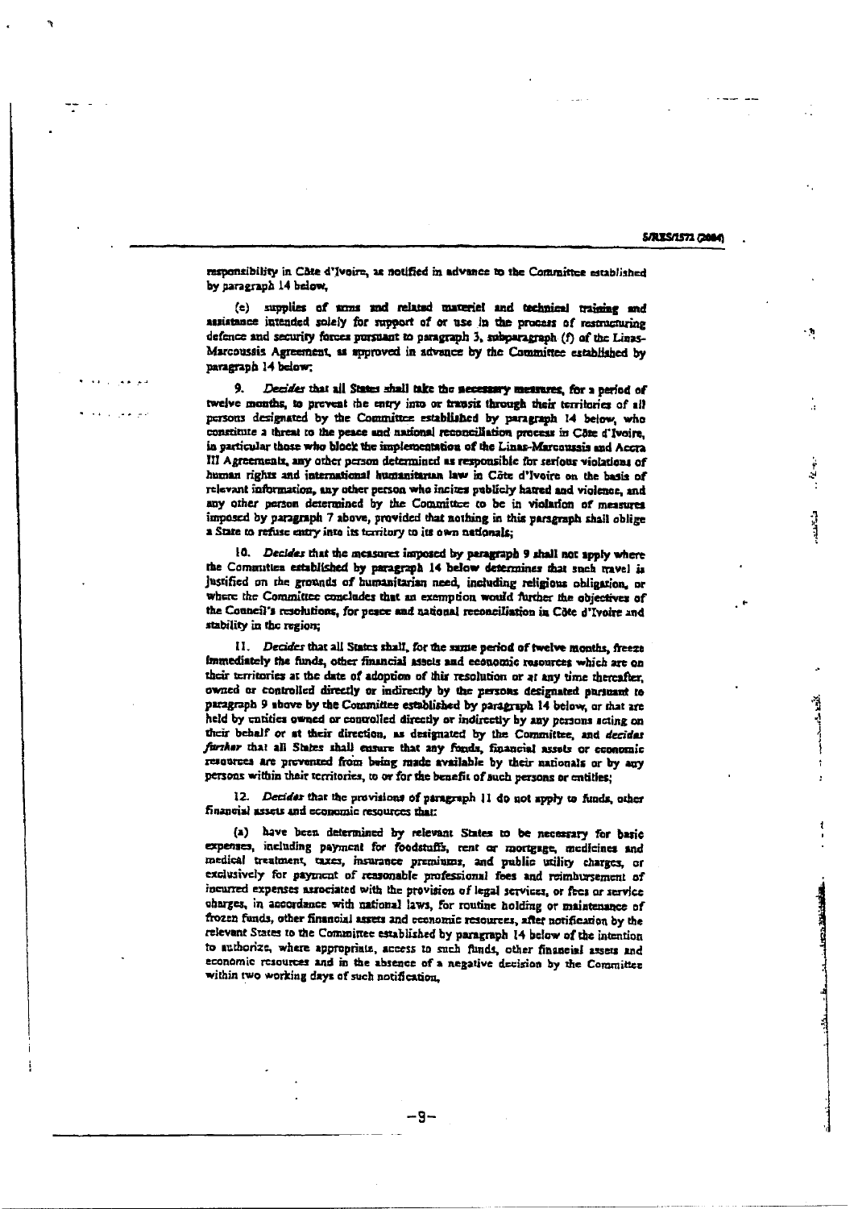responsibility in Côte d'Ivoire, as notified in advance to the Committee established by paragraph 14 below,

(e) supplies of arms and related materiel and technical training and assistance intended solely for support of or use in the process of restructuring defence and security forces pursuant to paragraph 3, subparagraph (f) of the Linas-Marcoussis Agreement, as approved in advance by the Committee established by paragraph 14 below;

9. *Decides* that all States shall take the necessary measures, for a period of twelve months, to prevent the entry into or transit through their territories of all persons designated by the Committee established by paragraph 14 below, who constitute a threat to the peace and national reconciliation process in Côte d'Ivoire, in particular those who block the implementation of the Linas-Marcoussis and Accra III Agreements, any other person determined as responsible for serious violations of human rights and international humanitarian law in Côte d'Ivoire on the basis of relevant information, any other person who incites publicly hatred and violence, and any other person determined by the Committee to be in violation of measures imposed by paragraph 7 above, provided that nothing in this paragraph shall oblige a State to refuse entry into its territory to its own nationals;

10. *Decides* that the measures imposed by paragraph 9 shall not apply where the Committee established by paragraph 14 below determines that such travel is justified on the grounds of humanitarian need, including religious obligation, or where the Committee concludes that an exemption would further the objectives of the Council's resolutions, for peace and national reconciliation in Côte d'Ivoire and stability in the region;

11. *Decides* that all States shall, for the same period of twelve months, freeze immediately the funds, other financial assets and economic resources which are on their territories at the date of adoption of this resolution or at any time thereafter, owned or controlled directly or indirectly by the persons designated pursuant to paragraph 9 above by the Committee established by paragraph 14 below, or that are held by entities owned or controlled directly or indirectly by any persons acting on their behalf or at their direction, as designated by the Committee, and *decides further* that all States shall ensure that any funds, financial assets or economic resources are prevented from being made available by their nationals or by any persons within their territories, to or for the benefit of such persons or entities;

12. *Decides* that the provisions of paragraph 11 do not apply to funds, other financial assets and economic resources that:

(a) have been determined by relevant States to be necessary for basic expenses, including payment for foodstuffs, rent or mortgage, medicines and medical treatment, taxes, insurance premiums, and public utility charges, or exclusively for payment of reasonable professional fees and reimbursement of incurred expenses associated with the provision of legal services, or fees or service charges, in accordance with national laws, for routine holding or maintenance of frozen funds, other financial assets and economic resources, after notification by the relevant States to the Committee established by paragraph 14 below of the intention to authorize, where appropriate, access to such funds, other financial assets and economic resources and in the absence of a negative decision by the Committee within two working days of such notification,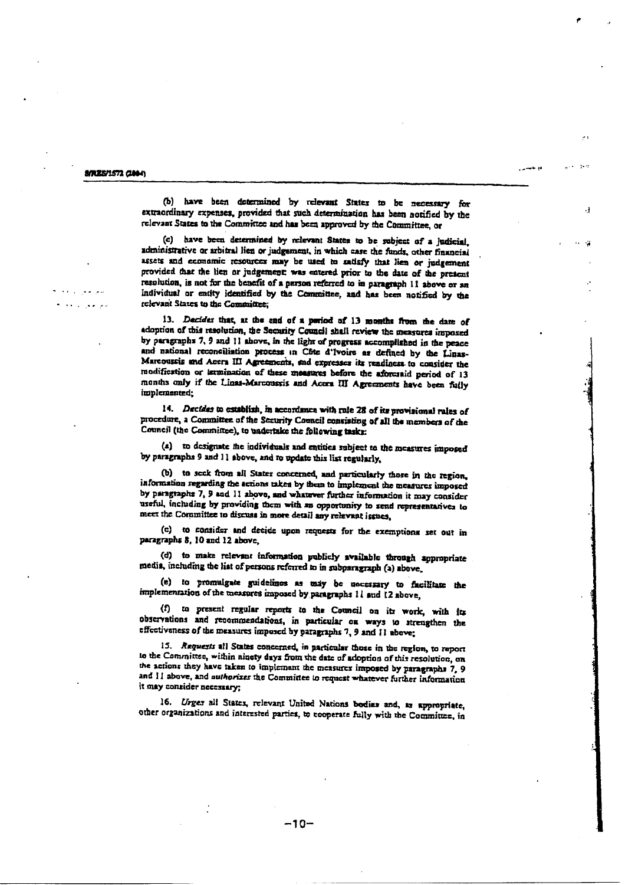(b) have been determined by relevant States to be necessary for extraordinary expenses, provided that such determination has been notified by the relevant States to the Committee and has been approved by the Committee, or

(c) have been determined by relevant States to be subject of a judicial, administrative or arbitral lien or judgement, in which case the funds, other financial assets and economic resources may be used to satisfy that lien or judgement provided that the lien or judgement was entered prior to the date of the present resolution, is not for the benefit of a person referred to in paragraph 11 above or an individual or entity identified by the Committee, and has been notified by the relevant States to the Committee;

13. *Decides* that, at the end of a period of 13 months from the date of adoption of this resolution, the Security Council shall review the measures imposed by paragraphs 7, 9 and 11 above, in the light of progress accomplished in the peace and national reconciliation process in Côte d'Ivoire as defined by the Linas-Marcoussis and Accra III Agreements, and expresses its readiness to consider the modification or termination of these measures before the aforesaid period of 13 months only if the Linas-Marcoussis and Accra III Agreements have been fully implemented;

14. *Decides* to establish, in accordance with rule 28 of its provisional rules of procedure, a Committee of the Security Council consisting of all the members of the Council (the Committee), to undertake the following tasks:

(a) to designate the individuals and entities subject to the measures imposed by paragraphs 9 and 11 above, and to update this list regularly,

(b) to seek from all States concerned, and particularly those in the region, information regarding the actions taken by them to implement the measures imposed by paragraphs 7, 9 and 11 above, and whatever further information it may consider useful, including by providing them with an opportunity to send representatives to meet the Committee to discuss in more detail any relevant issues,

(c) to consider and decide upon requests for the exemptions set out in paragraphs 8, 10 and 12 above,

(d) to make relevant information publicly available through appropriate media, including the list of persons referred to in subparagraph (a) above,

(e) to promulgate guidelines as may be necessary to facilitate the implementation of the measures imposed by paragraphs 11 and 12 above,

(f) to present regular reports to the Council on its work, with its observations and recommendations, in particular on ways to strengthen the effectiveness of the measures imposed by paragraphs 7, 9 and 11 above;

15. *Requests* all States concerned, in particular those in the region, to report to the Committee, within ninety days from the date of adoption of this resolution, on the actions they have taken to implement the measures imposed by paragraphs 7, 9 and 11 above, and *authorizes* the Committee to request whatever further information it may consider necessary;

16. *Urges* all States, relevant United Nations bodies and, as appropriate, other organizations and interested parties, to cooperate fully with the Committee, in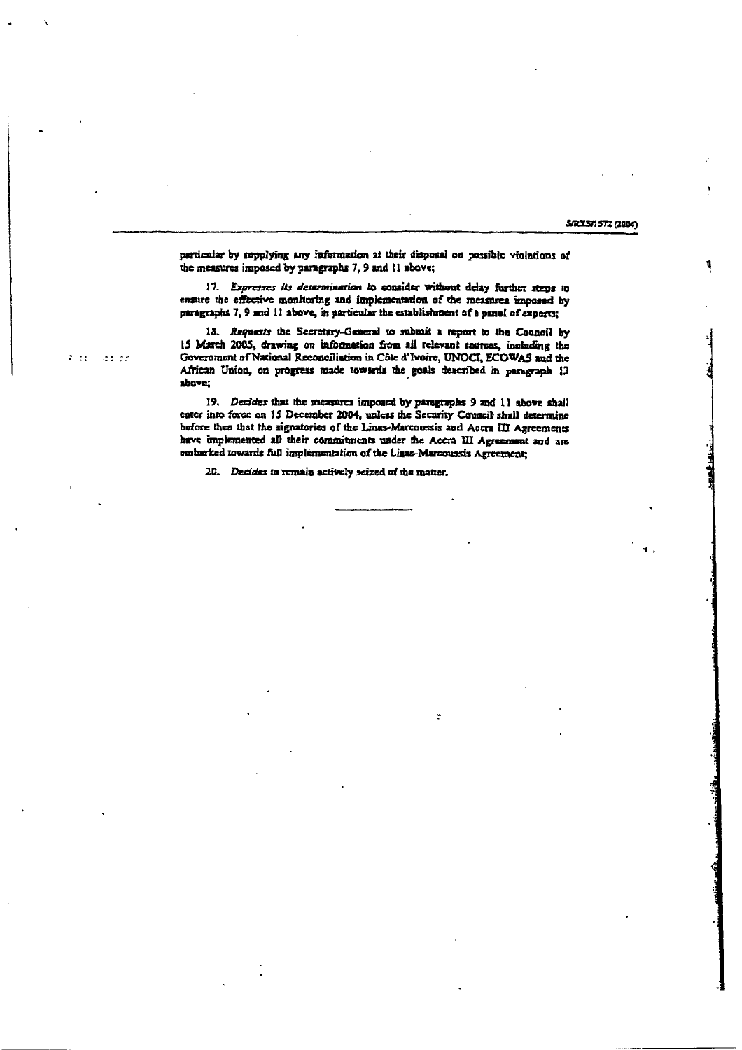particular by supplying any information at their disposal on possible violations of the measures imposed by paragraphs 7, 9 and 11 above;

17. *Expresses its determination* to consider without delay further steps to ensure the effective monitoring and implementation of the measures imposed by paragraphs 7, 9 and 11 above, in particular the establishment of a panel of experts;

18. *Requests* the Secretary-General to submit a report to the Council by 15 March 2005, drawing on information from all relevant sources, including the Government of National Reconciliation in Côte d'Ivoire, UNOCI, ECOWAS and the African Union, on progress made towards the goals described in paragraph 13 above;

19. *Decides* that the measures imposed by paragraphs 9 and 11 above shall enter into force on 15 December 2004, unless the Security Council shall determine before then that the signatories of the Linas-Marcoussis and Accra III Agreements have implemented all their commitments under the Accra III Agreement and are embarked towards full implementation of the Linas-Marcoussis Agreement;

20. *Decides* to remain actively seized of the matter.